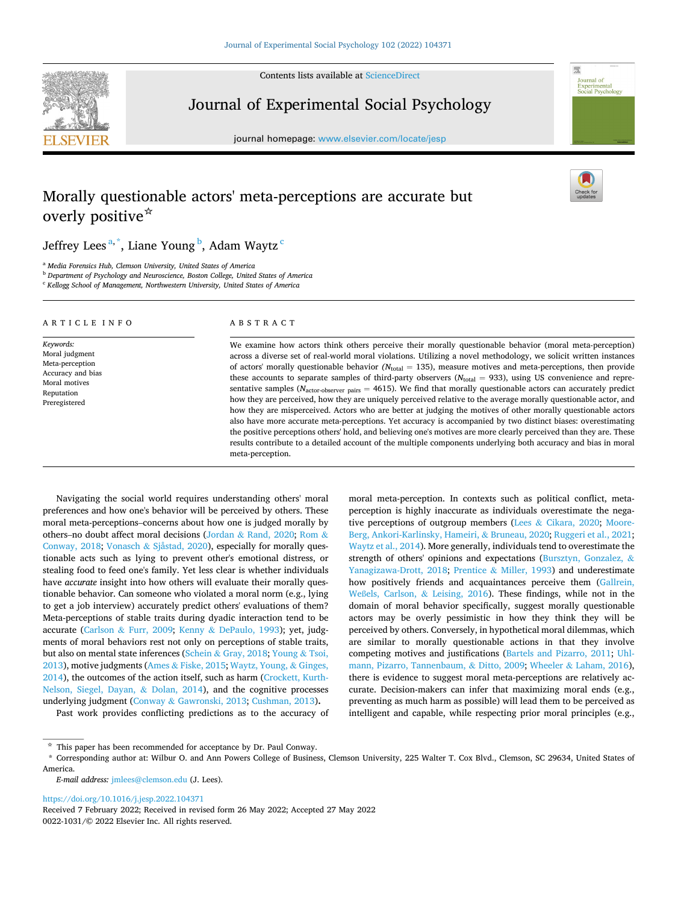# Morally questionable actors' meta-perceptions are accurate but overly positive☆

Jeffrey Lees[a,*], Liane Young[b], Adam Waytz[c]

[a] Media Forensics Hub, Clemson University, United States of America
[b] Department of Psychology and Neuroscience, Boston College, United States of America
[c] Kellogg School of Management, Northwestern University, United States of America

## ARTICLE INFO

*Keywords:*
Moral judgment
Meta-perception
Accuracy and bias
Moral motives
Reputation
Preregistered

## ABSTRACT

We examine how actors think others perceive their morally questionable behavior (moral meta-perception) across a diverse set of real-world moral violations. Utilizing a novel methodology, we solicit written instances of actors' morally questionable behavior ($N_{\text{total}} = 135$), measure motives and meta-perceptions, then provide these accounts to separate samples of third-party observers ($N_{\text{total}} = 933$), using US convenience and representative samples ($N_{\text{actor-observer pairs}} = 4615$). We find that morally questionable actors can accurately predict how they are perceived, how they are uniquely perceived relative to the average morally questionable actor, and how they are misperceived. Actors who are better at judging the motives of other morally questionable actors also have more accurate meta-perceptions. Yet accuracy is accompanied by two distinct biases: overestimating the positive perceptions others' hold, and believing one's motives are more clearly perceived than they are. These results contribute to a detailed account of the multiple components underlying both accuracy and bias in moral meta-perception.

Navigating the social world requires understanding others' moral preferences and how one's behavior will be perceived by others. These moral meta-perceptions–concerns about how one is judged morally by others–no doubt affect moral decisions (Jordan & Rand, 2020; Rom & Conway, 2018; Vonasch & Sjåstad, 2020), especially for morally questionable acts such as lying to prevent other's emotional distress, or stealing food to feed one's family. Yet less clear is whether individuals have *accurate* insight into how others will evaluate their morally questionable behavior. Can someone who violated a moral norm (e.g., lying to get a job interview) accurately predict others' evaluations of them? Meta-perceptions of stable traits during dyadic interaction tend to be accurate (Carlson & Furr, 2009; Kenny & DePaulo, 1993); yet, judgments of moral behaviors rest not only on perceptions of stable traits, but also on mental state inferences (Schein & Gray, 2018; Young & Tsoi, 2013), motive judgments (Ames & Fiske, 2015; Waytz, Young, & Ginges, 2014), the outcomes of the action itself, such as harm (Crockett, Kurth-Nelson, Siegel, Dayan, & Dolan, 2014), and the cognitive processes underlying judgment (Conway & Gawronski, 2013; Cushman, 2013).

Past work provides conflicting predictions as to the accuracy of moral meta-perception. In contexts such as political conflict, meta-perception is highly inaccurate as individuals overestimate the negative perceptions of outgroup members (Lees & Cikara, 2020; Moore-Berg, Ankori-Karlinsky, Hameiri, & Bruneau, 2020; Ruggeri et al., 2021; Waytz et al., 2014). More generally, individuals tend to overestimate the strength of others' opinions and expectations (Bursztyn, Gonzalez, & Yanagizawa-Drott, 2018; Prentice & Miller, 1993) and underestimate how positively friends and acquaintances perceive them (Gallrein, Weßels, Carlson, & Leising, 2016). These findings, while not in the domain of moral behavior specifically, suggest morally questionable actors may be overly pessimistic in how they think they will be perceived by others. Conversely, in hypothetical moral dilemmas, which are similar to morally questionable actions in that they involve competing motives and justifications (Bartels and Pizarro, 2011; Uhlmann, Pizarro, Tannenbaum, & Ditto, 2009; Wheeler & Laham, 2016), there is evidence to suggest moral meta-perceptions are relatively accurate. Decision-makers can infer that maximizing moral ends (e.g., preventing as much harm as possible) will lead them to be perceived as intelligent and capable, while respecting prior moral principles (e.g.,

---

☆ This paper has been recommended for acceptance by Dr. Paul Conway.

\* Corresponding author at: Wilbur O. and Ann Powers College of Business, Clemson University, 225 Walter T. Cox Blvd., Clemson, SC 29634, United States of America.

*E-mail address:* jmlees@clemson.edu (J. Lees).

https://doi.org/10.1016/j.jesp.2022.104371
Received 7 February 2022; Received in revised form 26 May 2022; Accepted 27 May 2022
0022-1031/© 2022 Elsevier Inc. All rights reserved.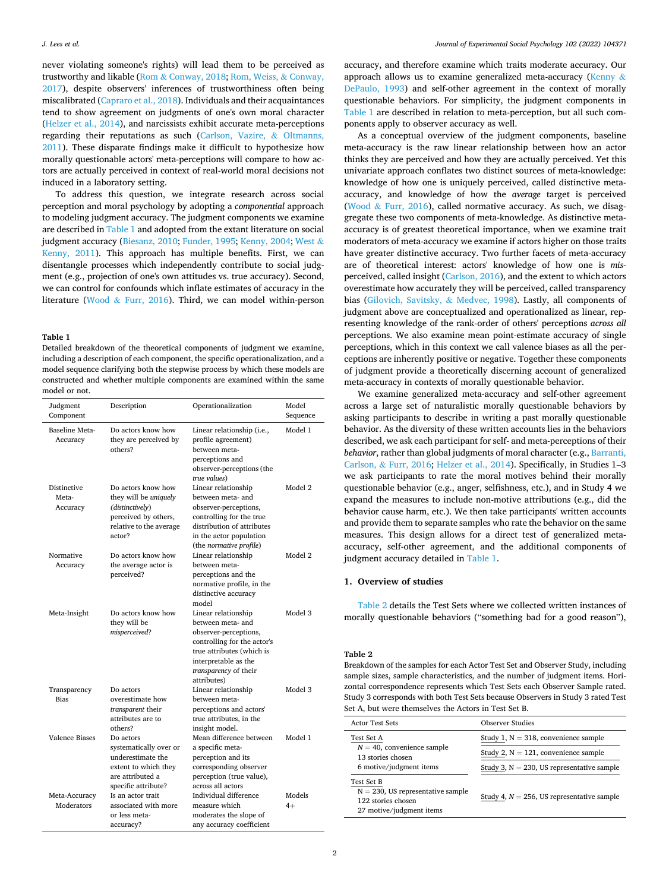never violating someone's rights) will lead them to be perceived as trustworthy and likable (Rom & Conway, 2018; Rom, Weiss, & Conway, 2017), despite observers' inferences of trustworthiness often being miscalibrated (Capraro et al., 2018). Individuals and their acquaintances tend to show agreement on judgments of one's own moral character (Helzer et al., 2014), and narcissists exhibit accurate meta-perceptions regarding their reputations as such (Carlson, Vazire, & Oltmanns, 2011). These disparate findings make it difficult to hypothesize how morally questionable actors' meta-perceptions will compare to how actors are actually perceived in context of real-world moral decisions not induced in a laboratory setting.

To address this question, we integrate research across social perception and moral psychology by adopting a *componential* approach to modeling judgment accuracy. The judgment components we examine are described in Table 1 and adopted from the extant literature on social judgment accuracy (Biesanz, 2010; Funder, 1995; Kenny, 2004; West & Kenny, 2011). This approach has multiple benefits. First, we can disentangle processes which independently contribute to social judgment (e.g., projection of one's own attitudes vs. true accuracy). Second, we can control for confounds which inflate estimates of accuracy in the literature (Wood & Furr, 2016). Third, we can model within-person accuracy, and therefore examine which traits moderate accuracy. Our approach allows us to examine generalized meta-accuracy (Kenny & DePaulo, 1993) and self-other agreement in the context of morally questionable behaviors. For simplicity, the judgment components in Table 1 are described in relation to meta-perception, but all such components apply to observer accuracy as well.

**Table 1**
Detailed breakdown of the theoretical components of judgment we examine, including a description of each component, the specific operationalization, and a model sequence clarifying both the stepwise process by which these models are constructed and whether multiple components are examined within the same model or not.

| Judgment Component | Description | Operationalization | Model Sequence |
|---|---|---|---|
| Baseline Meta-Accuracy | Do actors know how they are perceived by others? | Linear relationship (i.e., profile agreement) between meta-perceptions and observer-perceptions (the *true values*) | Model 1 |
| Distinctive Meta-Accuracy | Do actors know how they will be *uniquely (distinctively)* perceived by others, relative to the average actor? | Linear relationship between meta- and observer-perceptions, controlling for the true distribution of attributes in the actor population (the *normative profile*) | Model 2 |
| Normative Accuracy | Do actors know how the average actor is perceived? | Linear relationship between meta-perceptions and the normative profile, in the distinctive accuracy model | Model 2 |
| Meta-Insight | Do actors know how they will be *misperceived*? | Linear relationship between meta- and observer-perceptions, controlling for the actor's true attributes (which is interpretable as the *transparency* of their attributes) | Model 3 |
| Transparency Bias | Do actors overestimate how *transparent* their attributes are to others? | Linear relationship between meta-perceptions and actors' true attributes, in the insight model. | Model 3 |
| Valence Biases | Do actors systematically over or underestimate the extent to which they are attributed a specific attribute? | Mean difference between a specific meta-perception and its corresponding observer perception (true value), across all actors | Model 1 |
| Meta-Accuracy Moderators | Is an actor trait associated with more or less meta-accuracy? | Individual difference measure which moderates the slope of any accuracy coefficient | Models 4+ |

As a conceptual overview of the judgment components, baseline meta-accuracy is the raw linear relationship between how an actor thinks they are perceived and how they are actually perceived. Yet this univariate approach conflates two distinct sources of meta-knowledge: knowledge of how one is uniquely perceived, called distinctive meta-accuracy, and knowledge of how the *average* target is perceived (Wood & Furr, 2016), called normative accuracy. As such, we disaggregate these two components of meta-knowledge. As distinctive meta-accuracy is of greatest theoretical importance, when we examine trait moderators of meta-accuracy we examine if actors higher on those traits have greater distinctive accuracy. Two further facets of meta-accuracy are of theoretical interest: actors' knowledge of how one is *mis*-perceived, called insight (Carlson, 2016), and the extent to which actors overestimate how accurately they will be perceived, called transparency bias (Gilovich, Savitsky, & Medvec, 1998). Lastly, all components of judgment above are conceptualized and operationalized as linear, representing knowledge of the rank-order of others' perceptions *across all* perceptions. We also examine mean point-estimate accuracy of single perceptions, which in this context we call valence biases as all the perceptions are inherently positive or negative. Together these components of judgment provide a theoretically discerning account of generalized meta-accuracy in contexts of morally questionable behavior.

We examine generalized meta-accuracy and self-other agreement across a large set of naturalistic morally questionable behaviors by asking participants to describe in writing a past morally questionable behavior. As the diversity of these written accounts lies in the behaviors described, we ask each participant for self- and meta-perceptions of their *behavior*, rather than global judgments of moral character (e.g., Barranti, Carlson, & Furr, 2016; Helzer et al., 2014). Specifically, in Studies 1–3 we ask participants to rate the moral motives behind their morally questionable behavior (e.g., anger, selfishness, etc.), and in Study 4 we expand the measures to include non-motive attributions (e.g., did the behavior cause harm, etc.). We then take participants' written accounts and provide them to separate samples who rate the behavior on the same measures. This design allows for a direct test of generalized meta-accuracy, self-other agreement, and the additional components of judgment accuracy detailed in Table 1.

## 1. Overview of studies

Table 2 details the Test Sets where we collected written instances of morally questionable behaviors ("something bad for a good reason"),

**Table 2**
Breakdown of the samples for each Actor Test Set and Observer Study, including sample sizes, sample characteristics, and the number of judgment items. Horizontal correspondence represents which Test Sets each Observer Sample rated. Study 3 corresponds with both Test Sets because Observers in Study 3 rated Test Set A, but were themselves the Actors in Test Set B.

| Actor Test Sets | Observer Studies |
|---|---|
| Test Set A<br>$N = 40$, convenience sample<br>13 stories chosen<br>6 motive/judgment items | Study 1, N = 318, convenience sample |
| | Study 2, N = 121, convenience sample |
| | Study 3, N = 230, US representative sample |
| Test Set B<br>N = 230, US representative sample<br>122 stories chosen<br>27 motive/judgment items | Study 4, $N = 256$, US representative sample |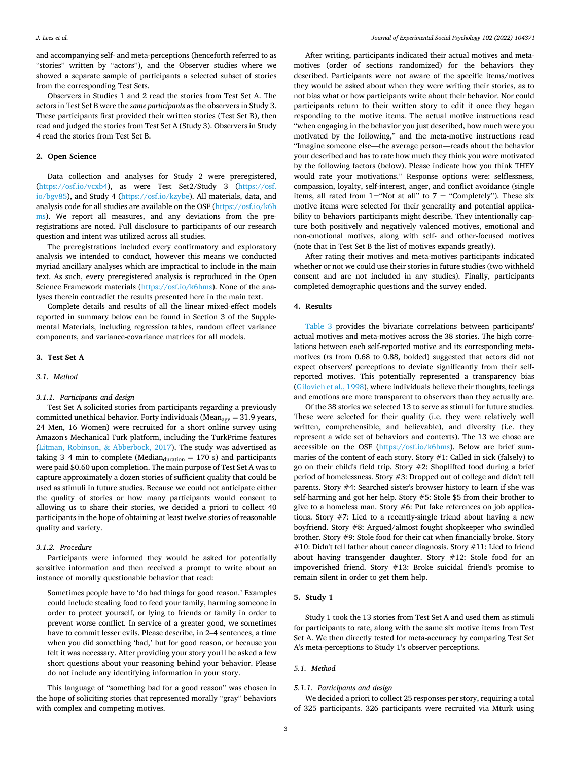and accompanying self- and meta-perceptions (henceforth referred to as "stories" written by "actors"), and the Observer studies where we showed a separate sample of participants a selected subset of stories from the corresponding Test Sets.

Observers in Studies 1 and 2 read the stories from Test Set A. The actors in Test Set B were the *same participants* as the observers in Study 3. These participants first provided their written stories (Test Set B), then read and judged the stories from Test Set A (Study 3). Observers in Study 4 read the stories from Test Set B.

## 2. Open Science

Data collection and analyses for Study 2 were preregistered, (https://osf.io/vcxb4), as were Test Set2/Study 3 (https://osf.io/bgv85), and Study 4 (https://osf.io/kzybe). All materials, data, and analysis code for all studies are available on the OSF (https://osf.io/k6hms). We report all measures, and any deviations from the preregistrations are noted. Full disclosure to participants of our research question and intent was utilized across all studies.

The preregistrations included every confirmatory and exploratory analysis we intended to conduct, however this means we conducted myriad ancillary analyses which are impractical to include in the main text. As such, every preregistered analysis is reproduced in the Open Science Framework materials (https://osf.io/k6hms). None of the analyses therein contradict the results presented here in the main text.

Complete details and results of all the linear mixed-effect models reported in summary below can be found in Section 3 of the Supplemental Materials, including regression tables, random effect variance components, and variance-covariance matrices for all models.

## 3. Test Set A

### 3.1. Method

#### 3.1.1. Participants and design

Test Set A solicited stories from participants regarding a previously committed unethical behavior. Forty individuals (Mean$_{age}$ = 31.9 years, 24 Men, 16 Women) were recruited for a short online survey using Amazon's Mechanical Turk platform, including the TurkPrime features (Litman, Robinson, & Abberbock, 2017). The study was advertised as taking 3–4 min to complete (Median$_{duration}$ = 170 s) and participants were paid $0.60 upon completion. The main purpose of Test Set A was to capture approximately a dozen stories of sufficient quality that could be used as stimuli in future studies. Because we could not anticipate either the quality of stories or how many participants would consent to allowing us to share their stories, we decided a priori to collect 40 participants in the hope of obtaining at least twelve stories of reasonable quality and variety.

#### 3.1.2. Procedure

Participants were informed they would be asked for potentially sensitive information and then received a prompt to write about an instance of morally questionable behavior that read:

> Sometimes people have to 'do bad things for good reason.' Examples could include stealing food to feed your family, harming someone in order to protect yourself, or lying to friends or family in order to prevent worse conflict. In service of a greater good, we sometimes have to commit lesser evils. Please describe, in 2–4 sentences, a time when you did something 'bad,' but for good reason, or because you felt it was necessary. After providing your story you'll be asked a few short questions about your reasoning behind your behavior. Please do not include any identifying information in your story.

This language of "something bad for a good reason" was chosen in the hope of soliciting stories that represented morally "gray" behaviors with complex and competing motives.

After writing, participants indicated their actual motives and meta-motives (order of sections randomized) for the behaviors they described. Participants were not aware of the specific items/motives they would be asked about when they were writing their stories, as to not bias what or how participants write about their behavior. Nor could participants return to their written story to edit it once they began responding to the motive items. The actual motive instructions read "when engaging in the behavior you just described, how much were you motivated by the following," and the meta-motive instructions read "Imagine someone else—the average person—reads about the behavior your described and has to rate how much they think you were motivated by the following factors (below). Please indicate how you think THEY would rate your motivations." Response options were: selflessness, compassion, loyalty, self-interest, anger, and conflict avoidance (single items, all rated from 1="Not at all" to 7 = "Completely"). These six motive items were selected for their generality and potential applicability to behaviors participants might describe. They intentionally capture both positively and negatively valenced motives, emotional and non-emotional motives, along with self- and other-focused motives (note that in Test Set B the list of motives expands greatly).

After rating their motives and meta-motives participants indicated whether or not we could use their stories in future studies (two withheld consent and are not included in any studies). Finally, participants completed demographic questions and the survey ended.

## 4. Results

Table 3 provides the bivariate correlations between participants' actual motives and meta-motives across the 38 stories. The high correlations between each self-reported motive and its corresponding meta-motives (*r*s from 0.68 to 0.88, bolded) suggested that actors did not expect observers' perceptions to deviate significantly from their self-reported motives. This potentially represented a transparency bias (Gilovich et al., 1998), where individuals believe their thoughts, feelings and emotions are more transparent to observers than they actually are.

Of the 38 stories we selected 13 to serve as stimuli for future studies. These were selected for their quality (i.e. they were relatively well written, comprehensible, and believable), and diversity (i.e. they represent a wide set of behaviors and contexts). The 13 we chose are accessible on the OSF (https://osf.io/k6hms). Below are brief summaries of the content of each story. Story #1: Called in sick (falsely) to go on their child's field trip. Story #2: Shoplifted food during a brief period of homelessness. Story #3: Dropped out of college and didn't tell parents. Story #4: Searched sister's browser history to learn if she was self-harming and got her help. Story #5: Stole $5 from their brother to give to a homeless man. Story #6: Put fake references on job applications. Story #7: Lied to a recently-single friend about having a new boyfriend. Story #8: Argued/almost fought shopkeeper who swindled brother. Story #9: Stole food for their cat when financially broke. Story #10: Didn't tell father about cancer diagnosis. Story #11: Lied to friend about having transgender daughter. Story #12: Stole food for an impoverished friend. Story #13: Broke suicidal friend's promise to remain silent in order to get them help.

## 5. Study 1

Study 1 took the 13 stories from Test Set A and used them as stimuli for participants to rate, along with the same six motive items from Test Set A. We then directly tested for meta-accuracy by comparing Test Set A's meta-perceptions to Study 1's observer perceptions.

### 5.1. Method

#### 5.1.1. Participants and design

We decided a priori to collect 25 responses per story, requiring a total of 325 participants. 326 participants were recruited via Mturk using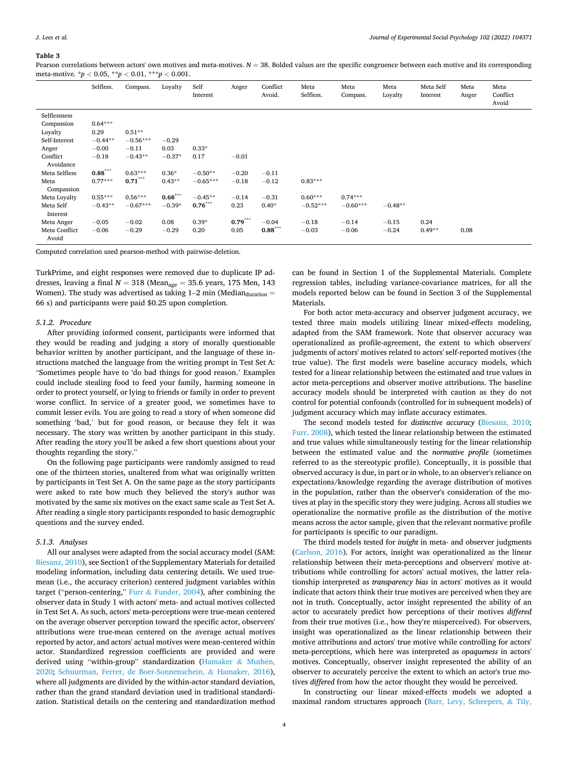**Table 3**

Pearson correlations between actors' own motives and meta-motives. $N = 38$. Bolded values are the specific congruence between each motive and its corresponding meta-motive. $^{*}p < 0.05$, $^{**}p < 0.01$, $^{***}p < 0.001$.

| | Selfless. | Compass. | Loyalty | Self Interest | Anger | Conflict Avoid. | Meta Selfless. | Meta Compass. | Meta Loyalty | Meta Self Interest | Meta Anger | Meta Conflict Avoid |
|---|---|---|---|---|---|---|---|---|---|---|---|---|
| Selflessness | | | | | | | | | | | | |
| Compassion | 0.64*** | | | | | | | | | | | |
| Loyalty | 0.29 | 0.51** | | | | | | | | | | |
| Self-Interest | −0.44** | −0.56*** | −0.29 | | | | | | | | | |
| Anger | −0.00 | −0.11 | 0.03 | 0.33* | | | | | | | | |
| Conflict Avoidance | −0.18 | −0.43** | −0.37* | 0.17 | −0.01 | | | | | | | |
| Meta Selfless | **0.88*** ** | 0.63*** | 0.36* | −0.50** | −0.20 | −0.11 | | | | | | |
| Meta Compassion | 0.77*** | **0.71*** ** | 0.43** | −0.65*** | −0.18 | −0.12 | 0.83*** | | | | | |
| Meta Loyalty | 0.55*** | 0.56*** | **0.68*** ** | −0.45** | −0.14 | −0.31 | 0.60*** | 0.74*** | | | | |
| Meta Self Interest | −0.43** | −0.67*** | −0.39* | **0.76*** ** | 0.23 | 0.40* | −0.52*** | −0.60*** | −0.48** | | | |
| Meta Anger | −0.05 | −0.02 | 0.08 | 0.39* | **0.79*** ** | −0.04 | −0.18 | −0.14 | −0.15 | 0.24 | | |
| Meta Conflict Avoid | −0.06 | −0.29 | −0.29 | 0.20 | 0.05 | **0.88*** ** | −0.03 | −0.06 | −0.24 | 0.49** | 0.08 | |

Computed correlation used pearson-method with pairwise-deletion.

TurkPrime, and eight responses were removed due to duplicate IP addresses, leaving a final $N = 318$ ($\text{Mean}_{\text{age}} = 35.6$ years, 175 Men, 143 Women). The study was advertised as taking 1–2 min ($\text{Median}_{\text{duration}} = 66$ s) and participants were paid $0.25 upon completion.

#### 5.1.2. Procedure

After providing informed consent, participants were informed that they would be reading and judging a story of morally questionable behavior written by another participant, and the language of these instructions matched the language from the writing prompt in Test Set A: "Sometimes people have to 'do bad things for good reason.' Examples could include stealing food to feed your family, harming someone in order to protect yourself, or lying to friends or family in order to prevent worse conflict. In service of a greater good, we sometimes have to commit lesser evils. You are going to read a story of when someone did something 'bad,' but for good reason, or because they felt it was necessary. The story was written by another participant in this study. After reading the story you'll be asked a few short questions about your thoughts regarding the story."

On the following page participants were randomly assigned to read one of the thirteen stories, unaltered from what was originally written by participants in Test Set A. On the same page as the story participants were asked to rate how much they believed the story's author was motivated by the same six motives on the exact same scale as Test Set A. After reading a single story participants responded to basic demographic questions and the survey ended.

#### 5.1.3. Analyses

All our analyses were adapted from the social accuracy model (SAM: Biesanz, 2010), see Section1 of the Supplementary Materials for detailed modeling information, including data centering details. We used true-mean (i.e., the accuracy criterion) centered judgment variables within target ("person-centering," Furr & Funder, 2004), after combining the observer data in Study 1 with actors' meta- and actual motives collected in Test Set A. As such, actors' meta-perceptions were true-mean centered on the average observer perception toward the specific actor, observers' attributions were true-mean centered on the average actual motives reported by actor, and actors' actual motives were mean-centered within actor. Standardized regression coefficients are provided and were derived using "within-group" standardization (Hamaker & Muthén, 2020; Schuurman, Ferrer, de Boer-Sonnenschein, & Hamaker, 2016), where all judgments are divided by the within-actor standard deviation, rather than the grand standard deviation used in traditional standardization. Statistical details on the centering and standardization method can be found in Section 1 of the Supplemental Materials. Complete regression tables, including variance-covariance matrices, for all the models reported below can be found in Section 3 of the Supplemental Materials.

For both actor meta-accuracy and observer judgment accuracy, we tested three main models utilizing linear mixed-effects modeling, adapted from the SAM framework. Note that observer accuracy was operationalized as profile-agreement, the extent to which observers' judgments of actors' motives related to actors' self-reported motives (the true value). The first models were baseline accuracy models, which tested for a linear relationship between the estimated and true values in actor meta-perceptions and observer motive attributions. The baseline accuracy models should be interpreted with caution as they do not control for potential confounds (controlled for in subsequent models) of judgment accuracy which may inflate accuracy estimates.

The second models tested for *distinctive accuracy* (Biesanz, 2010; Furr, 2008), which tested the linear relationship between the estimated and true values while simultaneously testing for the linear relationship between the estimated value and the *normative profile* (sometimes referred to as the stereotypic profile). Conceptually, it is possible that observed accuracy is due, in part or in whole, to an observer's reliance on expectations/knowledge regarding the average distribution of motives in the population, rather than the observer's consideration of the motives at play in the specific story they were judging. Across all studies we operationalize the normative profile as the distribution of the motive means across the actor sample, given that the relevant normative profile for participants is specific to our paradigm.

The third models tested for *insight* in meta- and observer judgments (Carlson, 2016). For actors, insight was operationalized as the linear relationship between their meta-perceptions and observers' motive attributions while controlling for actors' actual motives, the latter relationship interpreted as *transparency bias* in actors' motives as it would indicate that actors think their true motives are perceived when they are not in truth. Conceptually, actor insight represented the ability of an actor to accurately predict how perceptions of their motives *differed* from their true motives (i.e., how they're misperceived). For observers, insight was operationalized as the linear relationship between their motive attributions and actors' true motive while controlling for actors' meta-perceptions, which here was interpreted as *opaqueness* in actors' motives. Conceptually, observer insight represented the ability of an observer to accurately perceive the extent to which an actor's true motives *differed* from how the actor thought they would be perceived.

In constructing our linear mixed-effects models we adopted a maximal random structures approach (Barr, Levy, Scheepers, & Tily,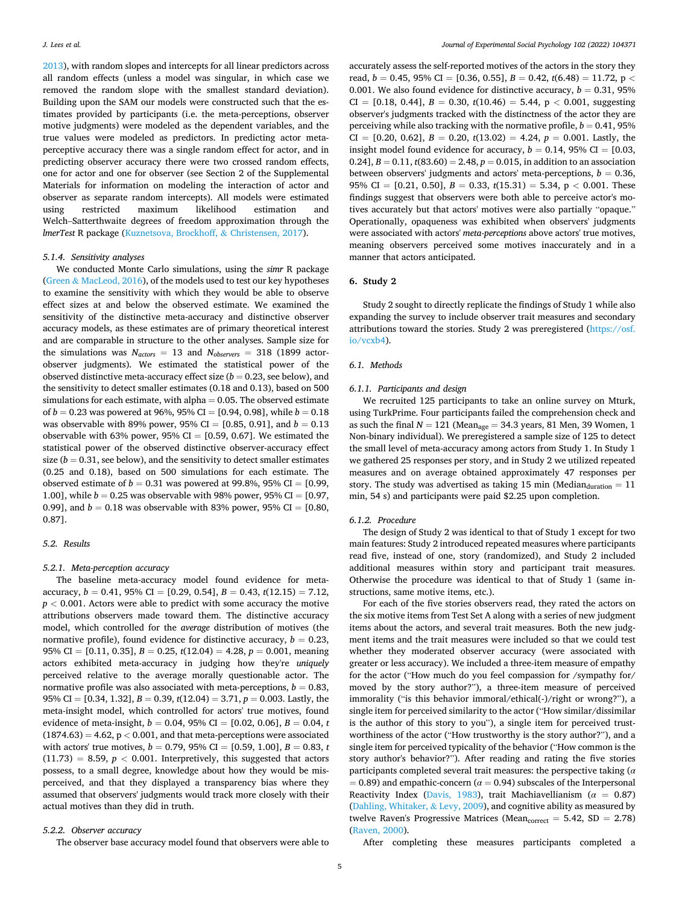2013), with random slopes and intercepts for all linear predictors across all random effects (unless a model was singular, in which case we removed the random slope with the smallest standard deviation). Building upon the SAM our models were constructed such that the estimates provided by participants (i.e. the meta-perceptions, observer motive judgments) were modeled as the dependent variables, and the true values were modeled as predictors. In predicting actor meta-perceptive accuracy there was a single random effect for actor, and in predicting observer accuracy there were two crossed random effects, one for actor and one for observer (see Section 2 of the Supplemental Materials for information on modeling the interaction of actor and observer as separate random intercepts). All models were estimated using restricted maximum likelihood estimation and Welch–Satterthwaite degrees of freedom approximation through the *lmerTest* R package (Kuznetsova, Brockhoff, & Christensen, 2017).

#### 5.1.4. Sensitivity analyses

We conducted Monte Carlo simulations, using the *simr* R package (Green & MacLeod, 2016), of the models used to test our key hypotheses to examine the sensitivity with which they would be able to observe effect sizes at and below the observed estimate. We examined the sensitivity of the distinctive meta-accuracy and distinctive observer accuracy models, as these estimates are of primary theoretical interest and are comparable in structure to the other analyses. Sample size for the simulations was $N_{actors}$ = 13 and $N_{observers}$ = 318 (1899 actor-observer judgments). We estimated the statistical power of the observed distinctive meta-accuracy effect size ($b$ = 0.23, see below), and the sensitivity to detect smaller estimates (0.18 and 0.13), based on 500 simulations for each estimate, with alpha = 0.05. The observed estimate of $b$ = 0.23 was powered at 96%, 95% CI = [0.94, 0.98], while $b$ = 0.18 was observable with 89% power, 95% CI = [0.85, 0.91], and $b$ = 0.13 observable with 63% power, 95% CI = [0.59, 0.67]. We estimated the statistical power of the observed distinctive observer-accuracy effect size ($b$ = 0.31, see below), and the sensitivity to detect smaller estimates (0.25 and 0.18), based on 500 simulations for each estimate. The observed estimate of $b$ = 0.31 was powered at 99.8%, 95% CI = [0.99, 1.00], while $b$ = 0.25 was observable with 98% power, 95% CI = [0.97, 0.99], and $b$ = 0.18 was observable with 83% power, 95% CI = [0.80, 0.87].

### 5.2. Results

#### 5.2.1. Meta-perception accuracy

The baseline meta-accuracy model found evidence for meta-accuracy, $b$ = 0.41, 95% CI = [0.29, 0.54], $B$ = 0.43, $t(12.15)$ = 7.12, $p$ < 0.001. Actors were able to predict with some accuracy the motive attributions observers made toward them. The distinctive accuracy model, which controlled for the *average* distribution of motives (the normative profile), found evidence for distinctive accuracy, $b$ = 0.23, 95% CI = [0.11, 0.35], $B$ = 0.25, $t(12.04)$ = 4.28, $p$ = 0.001, meaning actors exhibited meta-accuracy in judging how they're *uniquely* perceived relative to the average morally questionable actor. The normative profile was also associated with meta-perceptions, $b$ = 0.83, 95% CI = [0.34, 1.32], $B$ = 0.39, $t(12.04)$ = 3.71, $p$ = 0.003. Lastly, the meta-insight model, which controlled for actors' true motives, found evidence of meta-insight, $b$ = 0.04, 95% CI = [0.02, 0.06], $B$ = 0.04, $t(1874.63)$ = 4.62, p < 0.001, and that meta-perceptions were associated with actors' true motives, $b$ = 0.79, 95% CI = [0.59, 1.00], $B$ = 0.83, $t(11.73)$ = 8.59, $p$ < 0.001. Interpretively, this suggested that actors possess, to a small degree, knowledge about how they would be misperceived, and that they displayed a transparency bias where they assumed that observers' judgments would track more closely with their actual motives than they did in truth.

#### 5.2.2. Observer accuracy

The observer base accuracy model found that observers were able to accurately assess the self-reported motives of the actors in the story they read, $b$ = 0.45, 95% CI = [0.36, 0.55], $B$ = 0.42, $t(6.48)$ = 11.72, p < 0.001. We also found evidence for distinctive accuracy, $b$ = 0.31, 95% CI = [0.18, 0.44], $B$ = 0.30, $t(10.46)$ = 5.44, p < 0.001, suggesting observer's judgments tracked with the distinctness of the actor they are perceiving while also tracking with the normative profile, $b$ = 0.41, 95% CI = [0.20, 0.62], $B$ = 0.20, $t(13.02)$ = 4.24, $p$ = 0.001. Lastly, the insight model found evidence for accuracy, $b$ = 0.14, 95% CI = [0.03, 0.24], $B$ = 0.11, $t(83.60)$ = 2.48, $p$ = 0.015, in addition to an association between observers' judgments and actors' meta-perceptions, $b$ = 0.36, 95% CI = [0.21, 0.50], $B$ = 0.33, $t(15.31)$ = 5.34, p < 0.001. These findings suggest that observers were both able to perceive actor's motives accurately but that actors' motives were also partially "opaque." Operationally, opaqueness was exhibited when observers' judgments were associated with actors' *meta-perceptions* above actors' true motives, meaning observers perceived some motives inaccurately and in a manner that actors anticipated.

## 6. Study 2

Study 2 sought to directly replicate the findings of Study 1 while also expanding the survey to include observer trait measures and secondary attributions toward the stories. Study 2 was preregistered (https://osf.io/vcxb4).

### 6.1. Methods

#### 6.1.1. Participants and design

We recruited 125 participants to take an online survey on Mturk, using TurkPrime. Four participants failed the comprehension check and as such the final $N$ = 121 ($\text{Mean}_{age}$ = 34.3 years, 81 Men, 39 Women, 1 Non-binary individual). We preregistered a sample size of 125 to detect the small level of meta-accuracy among actors from Study 1. In Study 1 we gathered 25 responses per story, and in Study 2 we utilized repeated measures and on average obtained approximately 47 responses per story. The study was advertised as taking 15 min ($\text{Median}_{duration}$ = 11 min, 54 s) and participants were paid $2.25 upon completion.

#### 6.1.2. Procedure

The design of Study 2 was identical to that of Study 1 except for two main features: Study 2 introduced repeated measures where participants read five, instead of one, story (randomized), and Study 2 included additional measures within story and participant trait measures. Otherwise the procedure was identical to that of Study 1 (same instructions, same motive items, etc.).

For each of the five stories observers read, they rated the actors on the six motive items from Test Set A along with a series of new judgment items about the actors, and several trait measures. Both the new judgment items and the trait measures were included so that we could test whether they moderated observer accuracy (were associated with greater or less accuracy). We included a three-item measure of empathy for the actor ("How much do you feel compassion for /sympathy for/ moved by the story author?"), a three-item measure of perceived immorality ("is this behavior immoral/ethical(-)/right or wrong?"), a single item for perceived similarity to the actor ("How similar/dissimilar is the author of this story to you"), a single item for perceived trustworthiness of the actor ("How trustworthy is the story author?"), and a single item for perceived typicality of the behavior ("How common is the story author's behavior?"). After reading and rating the five stories participants completed several trait measures: the perspective taking ($\alpha$ = 0.89) and empathic-concern ($\alpha$ = 0.94) subscales of the Interpersonal Reactivity Index (Davis, 1983), trait Machiavellianism ($\alpha$ = 0.87) (Dahling, Whitaker, & Levy, 2009), and cognitive ability as measured by twelve Raven's Progressive Matrices ($\text{Mean}_{correct}$ = 5.42, SD = 2.78) (Raven, 2000).

After completing these measures participants completed a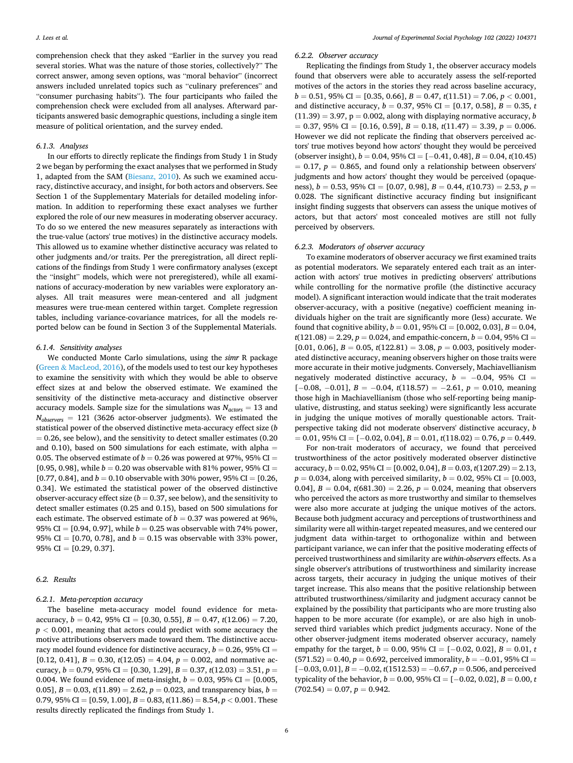comprehension check that they asked "Earlier in the survey you read several stories. What was the nature of those stories, collectively?" The correct answer, among seven options, was "moral behavior" (incorrect answers included unrelated topics such as "culinary preferences" and "consumer purchasing habits"). The four participants who failed the comprehension check were excluded from all analyses. Afterward participants answered basic demographic questions, including a single item measure of political orientation, and the survey ended.

#### 6.1.3. Analyses

In our efforts to directly replicate the findings from Study 1 in Study 2 we began by performing the exact analyses that we performed in Study 1, adapted from the SAM (Biesanz, 2010). As such we examined accuracy, distinctive accuracy, and insight, for both actors and observers. See Section 1 of the Supplementary Materials for detailed modeling information. In addition to reperforming these exact analyses we further explored the role of our new measures in moderating observer accuracy. To do so we entered the new measures separately as interactions with the true-value (actors' true motives) in the distinctive accuracy models. This allowed us to examine whether distinctive accuracy was related to other judgments and/or traits. Per the preregistration, all direct replications of the findings from Study 1 were confirmatory analyses (except the "insight" models, which were not preregistered), while all examinations of accuracy-moderation by new variables were exploratory analyses. All trait measures were mean-centered and all judgment measures were true-mean centered within target. Complete regression tables, including variance-covariance matrices, for all the models reported below can be found in Section 3 of the Supplemental Materials.

#### 6.1.4. Sensitivity analyses

We conducted Monte Carlo simulations, using the *simr* R package (Green & MacLeod, 2016), of the models used to test our key hypotheses to examine the sensitivity with which they would be able to observe effect sizes at and below the observed estimate. We examined the sensitivity of the distinctive meta-accuracy and distinctive observer accuracy models. Sample size for the simulations was $N_{actors} = 13$ and $N_{observers} = 121$ (3626 actor-observer judgments). We estimated the statistical power of the observed distinctive meta-accuracy effect size ($b = 0.26$, see below), and the sensitivity to detect smaller estimates (0.20 and 0.10), based on 500 simulations for each estimate, with alpha = 0.05. The observed estimate of $b = 0.26$ was powered at 97%, 95% CI = [0.95, 0.98], while $b = 0.20$ was observable with 81% power, 95% CI = [0.77, 0.84], and $b = 0.10$ observable with 30% power, 95% CI = [0.26, 0.34]. We estimated the statistical power of the observed distinctive observer-accuracy effect size ($b = 0.37$, see below), and the sensitivity to detect smaller estimates (0.25 and 0.15), based on 500 simulations for each estimate. The observed estimate of $b = 0.37$ was powered at 96%, 95% CI = [0.94, 0.97], while $b = 0.25$ was observable with 74% power, 95% CI = [0.70, 0.78], and $b = 0.15$ was observable with 33% power, 95% CI = [0.29, 0.37].

### 6.2. Results

#### 6.2.1. Meta-perception accuracy

The baseline meta-accuracy model found evidence for meta-accuracy, $b = 0.42$, 95% CI = [0.30, 0.55], $B = 0.47$, $t(12.06) = 7.20$, $p < 0.001$, meaning that actors could predict with some accuracy the motive attributions observers made toward them. The distinctive accuracy model found evidence for distinctive accuracy, $b = 0.26$, 95% CI = [0.12, 0.41], $B = 0.30$, $t(12.05) = 4.04$, $p = 0.002$, and normative accuracy, $b = 0.79$, 95% CI = [0.30, 1.29], $B = 0.37$, $t(12.03) = 3.51$, $p = 0.004$. We found evidence of meta-insight, $b = 0.03$, 95% CI = [0.005, 0.05], $B = 0.03$, $t(11.89) = 2.62$, $p = 0.023$, and transparency bias, $b = 0.79$, 95% CI = [0.59, 1.00], $B = 0.83$, $t(11.86) = 8.54$, $p < 0.001$. These results directly replicated the findings from Study 1.

#### 6.2.2. Observer accuracy

Replicating the findings from Study 1, the observer accuracy models found that observers were able to accurately assess the self-reported motives of the actors in the stories they read across baseline accuracy, $b = 0.51$, 95% CI = [0.35, 0.66], $B = 0.47$, $t(11.51) = 7.06$, $p < 0.001$, and distinctive accuracy, $b = 0.37$, 95% CI = [0.17, 0.58], $B = 0.35$, $t(11.39) = 3.97$, $p = 0.002$, along with displaying normative accuracy, $b = 0.37$, 95% CI = [0.16, 0.59], $B = 0.18$, $t(11.47) = 3.39$, $p = 0.006$. However we did not replicate the finding that observers perceived actors' true motives beyond how actors' thought they would be perceived (observer insight), $b = 0.04$, 95% CI = [−0.41, 0.48], $B = 0.04$, $t(10.45) = 0.17$, $p = 0.865$, and found only a relationship between observers' judgments and how actors' thought they would be perceived (opaqueness), $b = 0.53$, 95% CI = [0.07, 0.98], $B = 0.44$, $t(10.73) = 2.53$, $p = 0.028$. The significant distinctive accuracy finding but insignificant insight finding suggests that observers can assess the unique motives of actors, but that actors' most concealed motives are still not fully perceived by observers.

#### 6.2.3. Moderators of observer accuracy

To examine moderators of observer accuracy we first examined traits as potential moderators. We separately entered each trait as an interaction with actors' true motives in predicting observers' attributions while controlling for the normative profile (the distinctive accuracy model). A significant interaction would indicate that the trait moderates observer-accuracy, with a positive (negative) coefficient meaning individuals higher on the trait are significantly more (less) accurate. We found that cognitive ability, $b = 0.01$, 95% CI = [0.002, 0.03], $B = 0.04$, $t(121.08) = 2.29$, $p = 0.024$, and empathic-concern, $b = 0.04$, 95% CI = [0.01, 0.06], $B = 0.05$, $t(122.81) = 3.08$, $p = 0.003$, positively moderated distinctive accuracy, meaning observers higher on those traits were more accurate in their motive judgments. Conversely, Machiavellianism negatively moderated distinctive accuracy, $b = -0.04$, 95% CI = [−0.08, −0.01], $B = -0.04$, $t(118.57) = -2.61$, $p = 0.010$, meaning those high in Machiavellianism (those who self-reporting being manipulative, distrusting, and status seeking) were significantly less accurate in judging the unique motives of morally questionable actors. Trait-perspective taking did not moderate observers' distinctive accuracy, $b = 0.01$, 95% CI = [−0.02, 0.04], $B = 0.01$, $t(118.02) = 0.76$, $p = 0.449$.

For non-trait moderators of accuracy, we found that perceived trustworthiness of the actor positively moderated observer distinctive accuracy, $b = 0.02$, 95% CI = [0.002, 0.04], $B = 0.03$, $t(1207.29) = 2.13$, $p = 0.034$, along with perceived similarity, $b = 0.02$, 95% CI = [0.003, 0.04], $B = 0.04$, $t(681.30) = 2.26$, $p = 0.024$, meaning that observers who perceived the actors as more trustworthy and similar to themselves were also more accurate at judging the unique motives of the actors. Because both judgment accuracy and perceptions of trustworthiness and similarity were all within-target repeated measures, and we centered our judgment data within-target to orthogonalize within and between participant variance, we can infer that the positive moderating effects of perceived trustworthiness and similarity are *within-observers* effects. As a single observer's attributions of trustworthiness and similarity increase across targets, their accuracy in judging the unique motives of their target increase. This also means that the positive relationship between attributed trustworthiness/similarity and judgment accuracy cannot be explained by the possibility that participants who are more trusting also happen to be more accurate (for example), or are also high in unobserved third variables which predict judgments accuracy. None of the other observer-judgment items moderated observer accuracy, namely empathy for the target, $b = 0.00$, 95% CI = [−0.02, 0.02], $B = 0.01$, $t(571.52) = 0.40$, $p = 0.692$, perceived immorality, $b = -0.01$, 95% CI = [−0.03, 0.01], $B = -0.02$, $t(1512.53) = -0.67$, $p = 0.506$, and perceived typicality of the behavior, $b = 0.00$, 95% CI = [−0.02, 0.02], $B = 0.00$, $t(702.54) = 0.07$, $p = 0.942$.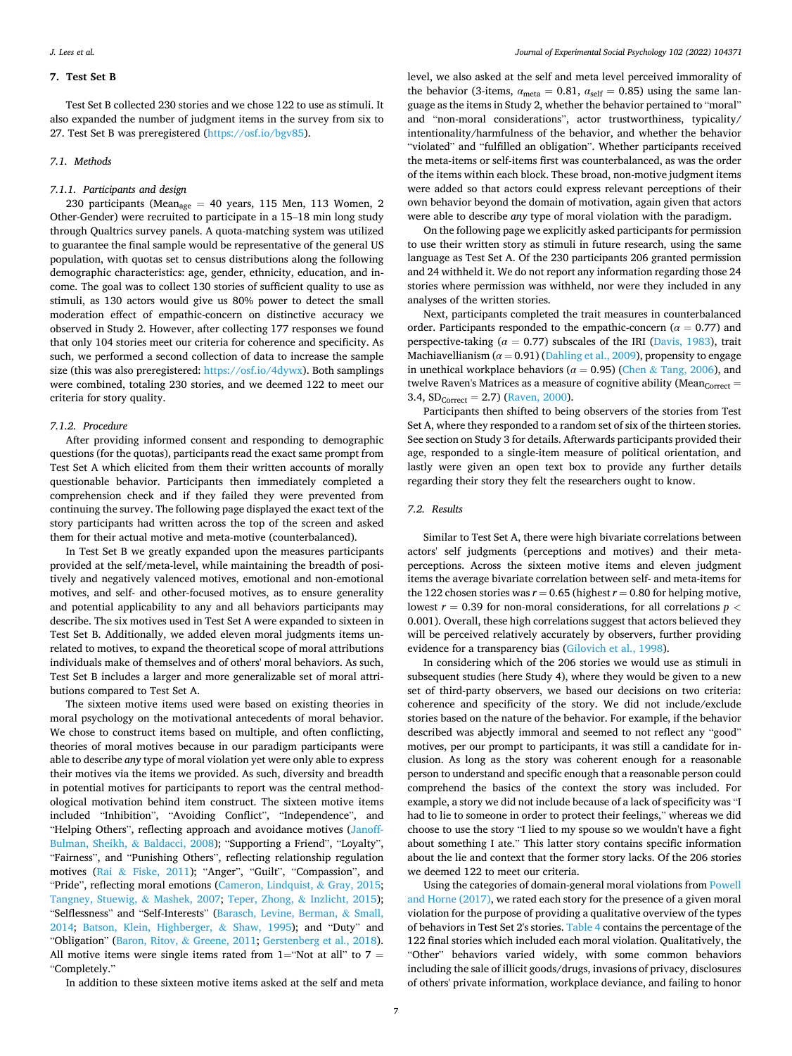## 7. Test Set B

Test Set B collected 230 stories and we chose 122 to use as stimuli. It also expanded the number of judgment items in the survey from six to 27. Test Set B was preregistered (https://osf.io/bgv85).

### 7.1. Methods

#### 7.1.1. Participants and design

230 participants ($Mean_{age}$ = 40 years, 115 Men, 113 Women, 2 Other-Gender) were recruited to participate in a 15–18 min long study through Qualtrics survey panels. A quota-matching system was utilized to guarantee the final sample would be representative of the general US population, with quotas set to census distributions along the following demographic characteristics: age, gender, ethnicity, education, and income. The goal was to collect 130 stories of sufficient quality to use as stimuli, as 130 actors would give us 80% power to detect the small moderation effect of empathic-concern on distinctive accuracy we observed in Study 2. However, after collecting 177 responses we found that only 104 stories meet our criteria for coherence and specificity. As such, we performed a second collection of data to increase the sample size (this was also preregistered: https://osf.io/4dywx). Both samplings were combined, totaling 230 stories, and we deemed 122 to meet our criteria for story quality.

#### 7.1.2. Procedure

After providing informed consent and responding to demographic questions (for the quotas), participants read the exact same prompt from Test Set A which elicited from them their written accounts of morally questionable behavior. Participants then immediately completed a comprehension check and if they failed they were prevented from continuing the survey. The following page displayed the exact text of the story participants had written across the top of the screen and asked them for their actual motive and meta-motive (counterbalanced).

In Test Set B we greatly expanded upon the measures participants provided at the self/meta-level, while maintaining the breadth of positively and negatively valenced motives, emotional and non-emotional motives, and self- and other-focused motives, as to ensure generality and potential applicability to any and all behaviors participants may describe. The six motives used in Test Set A were expanded to sixteen in Test Set B. Additionally, we added eleven moral judgments items unrelated to motives, to expand the theoretical scope of moral attributions individuals make of themselves and of others' moral behaviors. As such, Test Set B includes a larger and more generalizable set of moral attributions compared to Test Set A.

The sixteen motive items used were based on existing theories in moral psychology on the motivational antecedents of moral behavior. We chose to construct items based on multiple, and often conflicting, theories of moral motives because in our paradigm participants were able to describe *any* type of moral violation yet were only able to express their motives via the items we provided. As such, diversity and breadth in potential motives for participants to report was the central methodological motivation behind item construct. The sixteen motive items included "Inhibition", "Avoiding Conflict", "Independence", and "Helping Others", reflecting approach and avoidance motives (Janoff-Bulman, Sheikh, & Baldacci, 2008); "Supporting a Friend", "Loyalty", "Fairness", and "Punishing Others", reflecting relationship regulation motives (Rai & Fiske, 2011); "Anger", "Guilt", "Compassion", and "Pride", reflecting moral emotions (Cameron, Lindquist, & Gray, 2015; Tangney, Stuewig, & Mashek, 2007; Teper, Zhong, & Inzlicht, 2015); "Selflessness" and "Self-Interests" (Barasch, Levine, Berman, & Small, 2014; Batson, Klein, Highberger, & Shaw, 1995); and "Duty" and "Obligation" (Baron, Ritov, & Greene, 2011; Gerstenberg et al., 2018). All motive items were single items rated from 1="Not at all" to 7 = "Completely."

In addition to these sixteen motive items asked at the self and meta level, we also asked at the self and meta level perceived immorality of the behavior (3-items, $\alpha_{meta}$ = 0.81, $\alpha_{self}$ = 0.85) using the same language as the items in Study 2, whether the behavior pertained to "moral" and "non-moral considerations", actor trustworthiness, typicality/intentionality/harmfulness of the behavior, and whether the behavior "violated" and "fulfilled an obligation". Whether participants received the meta-items or self-items first was counterbalanced, as was the order of the items within each block. These broad, non-motive judgment items were added so that actors could express relevant perceptions of their own behavior beyond the domain of motivation, again given that actors were able to describe *any* type of moral violation with the paradigm.

On the following page we explicitly asked participants for permission to use their written story as stimuli in future research, using the same language as Test Set A. Of the 230 participants 206 granted permission and 24 withheld it. We do not report any information regarding those 24 stories where permission was withheld, nor were they included in any analyses of the written stories.

Next, participants completed the trait measures in counterbalanced order. Participants responded to the empathic-concern ($\alpha$ = 0.77) and perspective-taking ($\alpha$ = 0.77) subscales of the IRI (Davis, 1983), trait Machiavellianism ($\alpha$ = 0.91) (Dahling et al., 2009), propensity to engage in unethical workplace behaviors ($\alpha$ = 0.95) (Chen & Tang, 2006), and twelve Raven's Matrices as a measure of cognitive ability ($Mean_{Correct}$ = 3.4, $SD_{Correct}$ = 2.7) (Raven, 2000).

Participants then shifted to being observers of the stories from Test Set A, where they responded to a random set of six of the thirteen stories. See section on Study 3 for details. Afterwards participants provided their age, responded to a single-item measure of political orientation, and lastly were given an open text box to provide any further details regarding their story they felt the researchers ought to know.

### 7.2. Results

Similar to Test Set A, there were high bivariate correlations between actors' self judgments (perceptions and motives) and their meta-perceptions. Across the sixteen motive items and eleven judgment items the average bivariate correlation between self- and meta-items for the 122 chosen stories was $r = 0.65$ (highest $r = 0.80$ for helping motive, lowest $r = 0.39$ for non-moral considerations, for all correlations $p < 0.001$). Overall, these high correlations suggest that actors believed they will be perceived relatively accurately by observers, further providing evidence for a transparency bias (Gilovich et al., 1998).

In considering which of the 206 stories we would use as stimuli in subsequent studies (here Study 4), where they would be given to a new set of third-party observers, we based our decisions on two criteria: coherence and specificity of the story. We did not include/exclude stories based on the nature of the behavior. For example, if the behavior described was abjectly immoral and seemed to not reflect any "good" motives, per our prompt to participants, it was still a candidate for inclusion. As long as the story was coherent enough for a reasonable person to understand and specific enough that a reasonable person could comprehend the basics of the context the story was included. For example, a story we did not include because of a lack of specificity was "I had to lie to someone in order to protect their feelings," whereas we did choose to use the story "I lied to my spouse so we wouldn't have a fight about something I ate." This latter story contains specific information about the lie and context that the former story lacks. Of the 206 stories we deemed 122 to meet our criteria.

Using the categories of domain-general moral violations from Powell and Horne (2017), we rated each story for the presence of a given moral violation for the purpose of providing a qualitative overview of the types of behaviors in Test Set 2's stories. Table 4 contains the percentage of the 122 final stories which included each moral violation. Qualitatively, the "Other" behaviors varied widely, with some common behaviors including the sale of illicit goods/drugs, invasions of privacy, disclosures of others' private information, workplace deviance, and failing to honor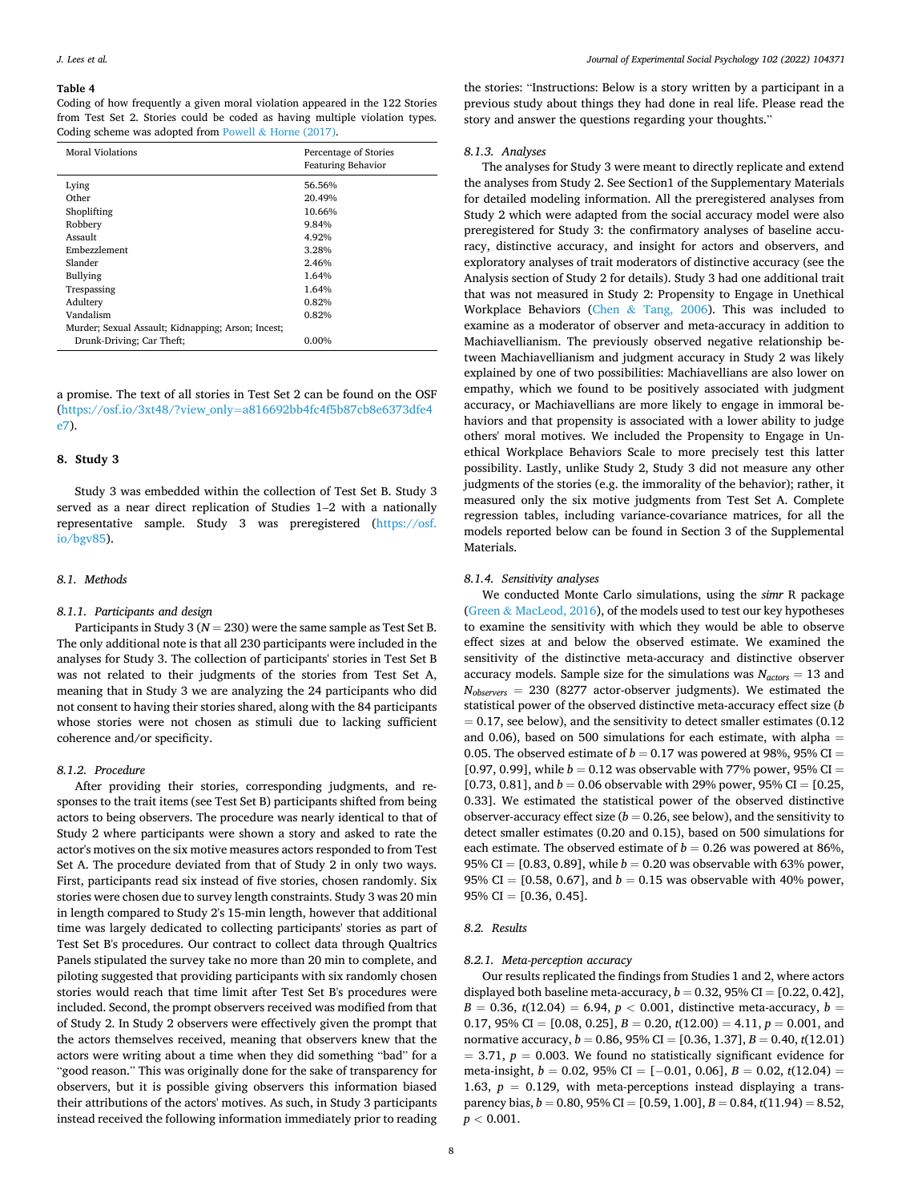**Table 4**
Coding of how frequently a given moral violation appeared in the 122 Stories from Test Set 2. Stories could be coded as having multiple violation types. Coding scheme was adopted from Powell & Horne (2017).

| Moral Violations | Percentage of Stories Featuring Behavior |
|---|---|
| Lying | 56.56% |
| Other | 20.49% |
| Shoplifting | 10.66% |
| Robbery | 9.84% |
| Assault | 4.92% |
| Embezzlement | 3.28% |
| Slander | 2.46% |
| Bullying | 1.64% |
| Trespassing | 1.64% |
| Adultery | 0.82% |
| Vandalism | 0.82% |
| Murder; Sexual Assault; Kidnapping; Arson; Incest; Drunk-Driving; Car Theft; | 0.00% |

a promise. The text of all stories in Test Set 2 can be found on the OSF (https://osf.io/3xt48/?view_only=a816692bb4fc4f5b87cb8e6373dfe4e7).

## 8. Study 3

Study 3 was embedded within the collection of Test Set B. Study 3 served as a near direct replication of Studies 1–2 with a nationally representative sample. Study 3 was preregistered (https://osf.io/bgv85).

### 8.1. Methods

#### 8.1.1. Participants and design

Participants in Study 3 ($N = 230$) were the same sample as Test Set B. The only additional note is that all 230 participants were included in the analyses for Study 3. The collection of participants' stories in Test Set B was not related to their judgments of the stories from Test Set A, meaning that in Study 3 we are analyzing the 24 participants who did not consent to having their stories shared, along with the 84 participants whose stories were not chosen as stimuli due to lacking sufficient coherence and/or specificity.

#### 8.1.2. Procedure

After providing their stories, corresponding judgments, and responses to the trait items (see Test Set B) participants shifted from being actors to being observers. The procedure was nearly identical to that of Study 2 where participants were shown a story and asked to rate the actor's motives on the six motive measures actors responded to from Test Set A. The procedure deviated from that of Study 2 in only two ways. First, participants read six instead of five stories, chosen randomly. Six stories were chosen due to survey length constraints. Study 3 was 20 min in length compared to Study 2's 15-min length, however that additional time was largely dedicated to collecting participants' stories as part of Test Set B's procedures. Our contract to collect data through Qualtrics Panels stipulated the survey take no more than 20 min to complete, and piloting suggested that providing participants with six randomly chosen stories would reach that time limit after Test Set B's procedures were included. Second, the prompt observers received was modified from that of Study 2. In Study 2 observers were effectively given the prompt that the actors themselves received, meaning that observers knew that the actors were writing about a time when they did something "bad" for a "good reason." This was originally done for the sake of transparency for observers, but it is possible giving observers this information biased their attributions of the actors' motives. As such, in Study 3 participants instead received the following information immediately prior to reading the stories: "Instructions: Below is a story written by a participant in a previous study about things they had done in real life. Please read the story and answer the questions regarding your thoughts."

#### 8.1.3. Analyses

The analyses for Study 3 were meant to directly replicate and extend the analyses from Study 2. See Section1 of the Supplementary Materials for detailed modeling information. All the preregistered analyses from Study 2 which were adapted from the social accuracy model were also preregistered for Study 3: the confirmatory analyses of baseline accuracy, distinctive accuracy, and insight for actors and observers, and exploratory analyses of trait moderators of distinctive accuracy (see the Analysis section of Study 2 for details). Study 3 had one additional trait that was not measured in Study 2: Propensity to Engage in Unethical Workplace Behaviors (Chen & Tang, 2006). This was included to examine as a moderator of observer and meta-accuracy in addition to Machiavellianism. The previously observed negative relationship between Machiavellianism and judgment accuracy in Study 2 was likely explained by one of two possibilities: Machiavellians are also lower on empathy, which we found to be positively associated with judgment accuracy, or Machiavellians are more likely to engage in immoral behaviors and that propensity is associated with a lower ability to judge others' moral motives. We included the Propensity to Engage in Unethical Workplace Behaviors Scale to more precisely test this latter possibility. Lastly, unlike Study 2, Study 3 did not measure any other judgments of the stories (e.g. the immorality of the behavior); rather, it measured only the six motive judgments from Test Set A. Complete regression tables, including variance-covariance matrices, for all the models reported below can be found in Section 3 of the Supplemental Materials.

#### 8.1.4. Sensitivity analyses

We conducted Monte Carlo simulations, using the *simr* R package (Green & MacLeod, 2016), of the models used to test our key hypotheses to examine the sensitivity with which they would be able to observe effect sizes at and below the observed estimate. We examined the sensitivity of the distinctive meta-accuracy and distinctive observer accuracy models. Sample size for the simulations was $N_{actors} = 13$ and $N_{observers} = 230$ (8277 actor-observer judgments). We estimated the statistical power of the observed distinctive meta-accuracy effect size ($b = 0.17$, see below), and the sensitivity to detect smaller estimates (0.12 and 0.06), based on 500 simulations for each estimate, with alpha = 0.05. The observed estimate of $b = 0.17$ was powered at 98%, 95% CI = [0.97, 0.99], while $b = 0.12$ was observable with 77% power, 95% CI = [0.73, 0.81], and $b = 0.06$ observable with 29% power, 95% CI = [0.25, 0.33]. We estimated the statistical power of the observed distinctive observer-accuracy effect size ($b = 0.26$, see below), and the sensitivity to detect smaller estimates (0.20 and 0.15), based on 500 simulations for each estimate. The observed estimate of $b = 0.26$ was powered at 86%, 95% CI = [0.83, 0.89], while $b = 0.20$ was observable with 63% power, 95% CI = [0.58, 0.67], and $b = 0.15$ was observable with 40% power, 95% CI = [0.36, 0.45].

### 8.2. Results

#### 8.2.1. Meta-perception accuracy

Our results replicated the findings from Studies 1 and 2, where actors displayed both baseline meta-accuracy, $b = 0.32$, 95% CI = [0.22, 0.42], $B = 0.36$, $t(12.04) = 6.94$, $p < 0.001$, distinctive meta-accuracy, $b = 0.17$, 95% CI = [0.08, 0.25], $B = 0.20$, $t(12.00) = 4.11$, $p = 0.001$, and normative accuracy, $b = 0.86$, 95% CI = [0.36, 1.37], $B = 0.40$, $t(12.01) = 3.71$, $p = 0.003$. We found no statistically significant evidence for meta-insight, $b = 0.02$, 95% CI = [−0.01, 0.06], $B = 0.02$, $t(12.04) = 1.63$, $p = 0.129$, with meta-perceptions instead displaying a transparency bias, $b = 0.80$, 95% CI = [0.59, 1.00], $B = 0.84$, $t(11.94) = 8.52$, $p < 0.001$.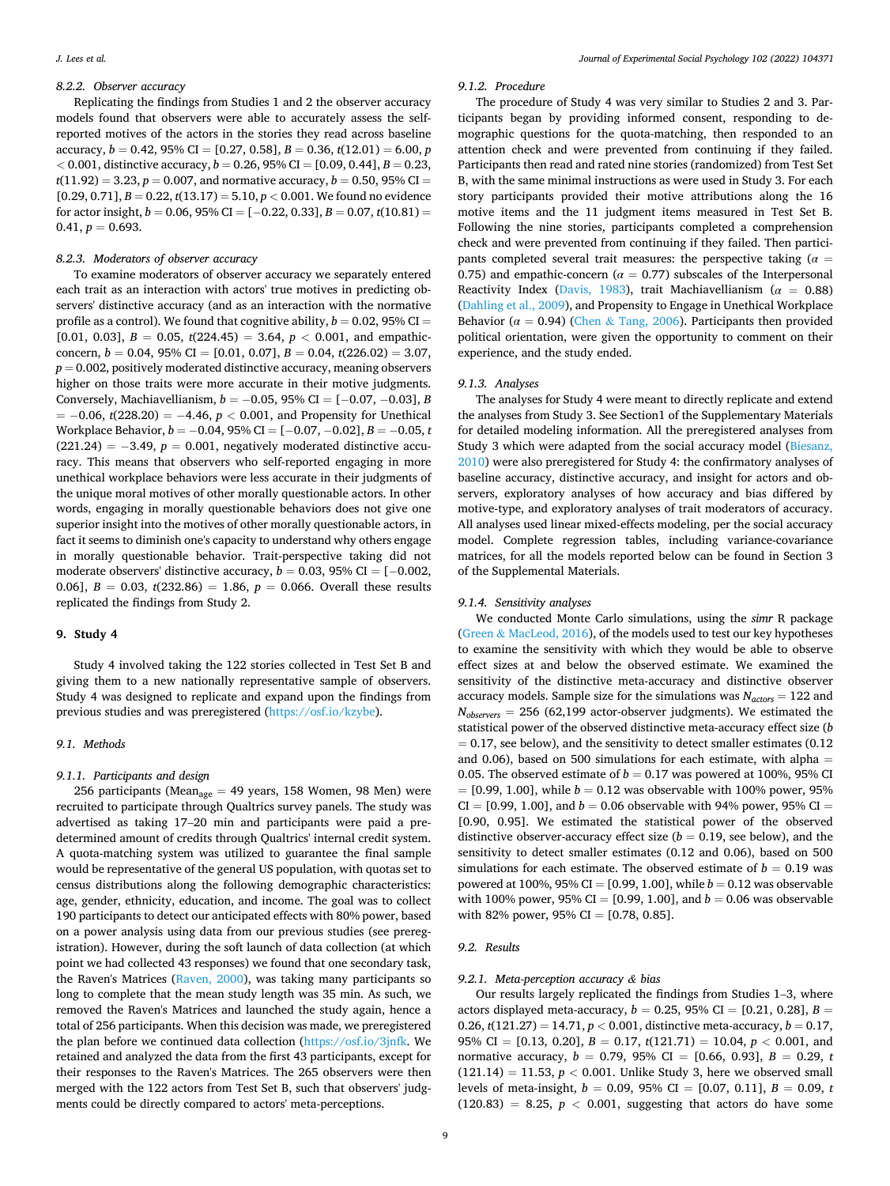#### 8.2.2. Observer accuracy

Replicating the findings from Studies 1 and 2 the observer accuracy models found that observers were able to accurately assess the self-reported motives of the actors in the stories they read across baseline accuracy, $b = 0.42$, 95% CI = [0.27, 0.58], $B = 0.36$, $t(12.01) = 6.00$, $p < 0.001$, distinctive accuracy, $b = 0.26$, 95% CI = [0.09, 0.44], $B = 0.23$, $t(11.92) = 3.23$, $p = 0.007$, and normative accuracy, $b = 0.50$, 95% CI = [0.29, 0.71], $B = 0.22$, $t(13.17) = 5.10$, $p < 0.001$. We found no evidence for actor insight, $b = 0.06$, 95% CI = [−0.22, 0.33], $B = 0.07$, $t(10.81) = 0.41$, $p = 0.693$.

#### 8.2.3. Moderators of observer accuracy

To examine moderators of observer accuracy we separately entered each trait as an interaction with actors' true motives in predicting observers' distinctive accuracy (and as an interaction with the normative profile as a control). We found that cognitive ability, $b = 0.02$, 95% CI = [0.01, 0.03], $B = 0.05$, $t(224.45) = 3.64$, $p < 0.001$, and empathic-concern, $b = 0.04$, 95% CI = [0.01, 0.07], $B = 0.04$, $t(226.02) = 3.07$, $p = 0.002$, positively moderated distinctive accuracy, meaning observers higher on those traits were more accurate in their motive judgments. Conversely, Machiavellianism, $b = -0.05$, 95% CI = [−0.07, −0.03], $B = -0.06$, $t(228.20) = -4.46$, $p < 0.001$, and Propensity for Unethical Workplace Behavior, $b = -0.04$, 95% CI = [−0.07, −0.02], $B = -0.05$, $t(221.24) = -3.49$, $p = 0.001$, negatively moderated distinctive accuracy. This means that observers who self-reported engaging in more unethical workplace behaviors were less accurate in their judgments of the unique moral motives of other morally questionable actors. In other words, engaging in morally questionable behaviors does not give one superior insight into the motives of other morally questionable actors, in fact it seems to diminish one's capacity to understand why others engage in morally questionable behavior. Trait-perspective taking did not moderate observers' distinctive accuracy, $b = 0.03$, 95% CI = [−0.002, 0.06], $B = 0.03$, $t(232.86) = 1.86$, $p = 0.066$. Overall these results replicated the findings from Study 2.

## 9. Study 4

Study 4 involved taking the 122 stories collected in Test Set B and giving them to a new nationally representative sample of observers. Study 4 was designed to replicate and expand upon the findings from previous studies and was preregistered (https://osf.io/kzybe).

### 9.1. Methods

#### 9.1.1. Participants and design

256 participants ($\text{Mean}_{\text{age}} = 49$ years, 158 Women, 98 Men) were recruited to participate through Qualtrics survey panels. The study was advertised as taking 17–20 min and participants were paid a predetermined amount of credits through Qualtrics' internal credit system. A quota-matching system was utilized to guarantee the final sample would be representative of the general US population, with quotas set to census distributions along the following demographic characteristics: age, gender, ethnicity, education, and income. The goal was to collect 190 participants to detect our anticipated effects with 80% power, based on a power analysis using data from our previous studies (see preregistration). However, during the soft launch of data collection (at which point we had collected 43 responses) we found that one secondary task, the Raven's Matrices (Raven, 2000), was taking many participants so long to complete that the mean study length was 35 min. As such, we removed the Raven's Matrices and launched the study again, hence a total of 256 participants. When this decision was made, we preregistered the plan before we continued data collection (https://osf.io/3jnfk. We retained and analyzed the data from the first 43 participants, except for their responses to the Raven's Matrices. The 265 observers were then merged with the 122 actors from Test Set B, such that observers' judgments could be directly compared to actors' meta-perceptions.

#### 9.1.2. Procedure

The procedure of Study 4 was very similar to Studies 2 and 3. Participants began by providing informed consent, responding to demographic questions for the quota-matching, then responded to an attention check and were prevented from continuing if they failed. Participants then read and rated nine stories (randomized) from Test Set B, with the same minimal instructions as were used in Study 3. For each story participants provided their motive attributions along the 16 motive items and the 11 judgment items measured in Test Set B. Following the nine stories, participants completed a comprehension check and were prevented from continuing if they failed. Then participants completed several trait measures: the perspective taking ($\alpha = 0.75$) and empathic-concern ($\alpha = 0.77$) subscales of the Interpersonal Reactivity Index (Davis, 1983), trait Machiavellianism ($\alpha = 0.88$) (Dahling et al., 2009), and Propensity to Engage in Unethical Workplace Behavior ($\alpha = 0.94$) (Chen & Tang, 2006). Participants then provided political orientation, were given the opportunity to comment on their experience, and the study ended.

#### 9.1.3. Analyses

The analyses for Study 4 were meant to directly replicate and extend the analyses from Study 3. See Section1 of the Supplementary Materials for detailed modeling information. All the preregistered analyses from Study 3 which were adapted from the social accuracy model (Biesanz, 2010) were also preregistered for Study 4: the confirmatory analyses of baseline accuracy, distinctive accuracy, and insight for actors and observers, exploratory analyses of how accuracy and bias differed by motive-type, and exploratory analyses of trait moderators of accuracy. All analyses used linear mixed-effects modeling, per the social accuracy model. Complete regression tables, including variance-covariance matrices, for all the models reported below can be found in Section 3 of the Supplemental Materials.

#### 9.1.4. Sensitivity analyses

We conducted Monte Carlo simulations, using the *simr* R package (Green & MacLeod, 2016), of the models used to test our key hypotheses to examine the sensitivity with which they would be able to observe effect sizes at and below the observed estimate. We examined the sensitivity of the distinctive meta-accuracy and distinctive observer accuracy models. Sample size for the simulations was $N_{actors} = 122$ and $N_{observers} = 256$ (62,199 actor-observer judgments). We estimated the statistical power of the observed distinctive meta-accuracy effect size ($b = 0.17$, see below), and the sensitivity to detect smaller estimates (0.12 and 0.06), based on 500 simulations for each estimate, with alpha = 0.05. The observed estimate of $b = 0.17$ was powered at 100%, 95% CI = [0.99, 1.00], while $b = 0.12$ was observable with 100% power, 95% CI = [0.99, 1.00], and $b = 0.06$ observable with 94% power, 95% CI = [0.90, 0.95]. We estimated the statistical power of the observed distinctive observer-accuracy effect size ($b = 0.19$, see below), and the sensitivity to detect smaller estimates (0.12 and 0.06), based on 500 simulations for each estimate. The observed estimate of $b = 0.19$ was powered at 100%, 95% CI = [0.99, 1.00], while $b = 0.12$ was observable with 100% power, 95% CI = [0.99, 1.00], and $b = 0.06$ was observable with 82% power, 95% CI = [0.78, 0.85].

### 9.2. Results

#### 9.2.1. Meta-perception accuracy & bias

Our results largely replicated the findings from Studies 1–3, where actors displayed meta-accuracy, $b = 0.25$, 95% CI = [0.21, 0.28], $B = 0.26$, $t(121.27) = 14.71$, $p < 0.001$, distinctive meta-accuracy, $b = 0.17$, 95% CI = [0.13, 0.20], $B = 0.17$, $t(121.71) = 10.04$, $p < 0.001$, and normative accuracy, $b = 0.79$, 95% CI = [0.66, 0.93], $B = 0.29$, $t(121.14) = 11.53$, $p < 0.001$. Unlike Study 3, here we observed small levels of meta-insight, $b = 0.09$, 95% CI = [0.07, 0.11], $B = 0.09$, $t(120.83) = 8.25$, $p < 0.001$, suggesting that actors do have some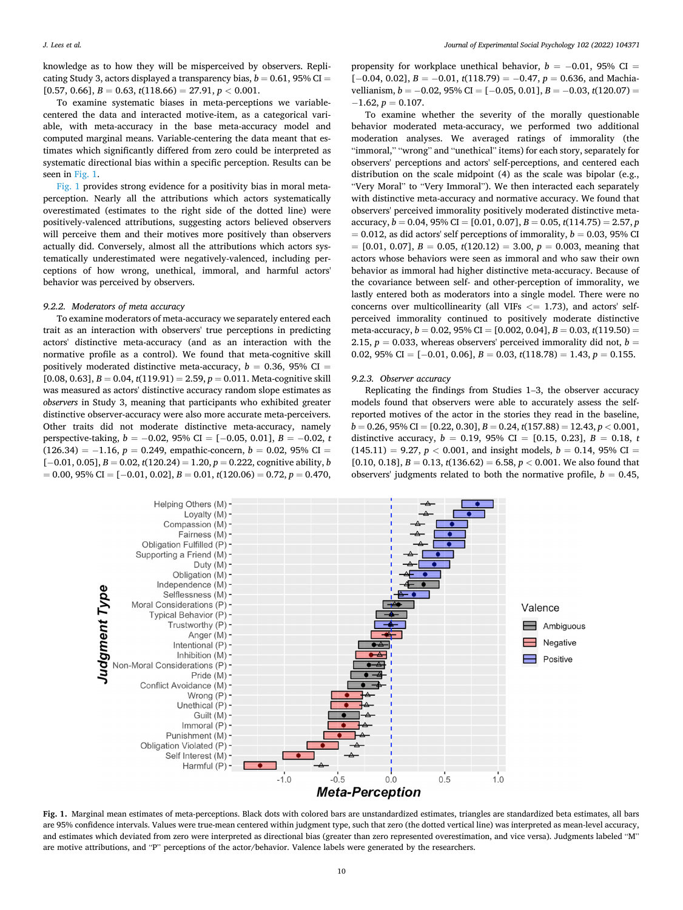knowledge as to how they will be misperceived by observers. Replicating Study 3, actors displayed a transparency bias, $b = 0.61$, 95% CI = [0.57, 0.66], $B = 0.63$, $t(118.66) = 27.91$, $p < 0.001$.

To examine systematic biases in meta-perceptions we variable-centered the data and interacted motive-item, as a categorical variable, with meta-accuracy in the base meta-accuracy model and computed marginal means. Variable-centering the data meant that estimates which significantly differed from zero could be interpreted as systematic directional bias within a specific perception. Results can be seen in Fig. 1.

Fig. 1 provides strong evidence for a positivity bias in moral meta-perception. Nearly all the attributions which actors systematically overestimated (estimates to the right side of the dotted line) were positively-valenced attributions, suggesting actors believed observers will perceive them and their motives more positively than observers actually did. Conversely, almost all the attributions which actors systematically underestimated were negatively-valenced, including perceptions of how wrong, unethical, immoral, and harmful actors' behavior was perceived by observers.

### 9.2.2. Moderators of meta accuracy

To examine moderators of meta-accuracy we separately entered each trait as an interaction with observers' true perceptions in predicting actors' distinctive meta-accuracy (and as an interaction with the normative profile as a control). We found that meta-cognitive skill positively moderated distinctive meta-accuracy, $b = 0.36$, 95% CI = [0.08, 0.63], $B = 0.04$, $t(119.91) = 2.59$, $p = 0.011$. Meta-cognitive skill was measured as actors' distinctive accuracy random slope estimates as *observers* in Study 3, meaning that participants who exhibited greater distinctive observer-accuracy were also more accurate meta-perceivers. Other traits did not moderate distinctive meta-accuracy, namely perspective-taking, $b = -0.02$, 95% CI = [−0.05, 0.01], $B = -0.02$, $t(126.34) = -1.16$, $p = 0.249$, empathic-concern, $b = 0.02$, 95% CI = [−0.01, 0.05], $B = 0.02$, $t(120.24) = 1.20$, $p = 0.222$, cognitive ability, $b = 0.00$, 95% CI = [−0.01, 0.02], $B = 0.01$, $t(120.06) = 0.72$, $p = 0.470$, propensity for workplace unethical behavior, $b = -0.01$, 95% CI = [−0.04, 0.02], $B = -0.01$, $t(118.79) = -0.47$, $p = 0.636$, and Machiavellianism, $b = -0.02$, 95% CI = [−0.05, 0.01], $B = -0.03$, $t(120.07) = -1.62$, $p = 0.107$.

To examine whether the severity of the morally questionable behavior moderated meta-accuracy, we performed two additional moderation analyses. We averaged ratings of immorality (the "immoral," "wrong" and "unethical" items) for each story, separately for observers' perceptions and actors' self-perceptions, and centered each distribution on the scale midpoint (4) as the scale was bipolar (e.g., "Very Moral" to "Very Immoral"). We then interacted each separately with distinctive meta-accuracy and normative accuracy. We found that observers' perceived immorality positively moderated distinctive meta-accuracy, $b = 0.04$, 95% CI = [0.01, 0.07], $B = 0.05$, $t(114.75) = 2.57$, $p = 0.012$, as did actors' self perceptions of immorality, $b = 0.03$, 95% CI = [0.01, 0.07], $B = 0.05$, $t(120.12) = 3.00$, $p = 0.003$, meaning that actors whose behaviors were seen as immoral and who saw their own behavior as immoral had higher distinctive meta-accuracy. Because of the covariance between self- and other-perception of immorality, we lastly entered both as moderators into a single model. There were no concerns over multicollinearity (all VIFs <= 1.73), and actors' self-perceived immorality continued to positively moderate distinctive meta-accuracy, $b = 0.02$, 95% CI = [0.002, 0.04], $B = 0.03$, $t(119.50) = 2.15$, $p = 0.033$, whereas observers' perceived immorality did not, $b = 0.02$, 95% CI = [−0.01, 0.06], $B = 0.03$, $t(118.78) = 1.43$, $p = 0.155$.

### 9.2.3. Observer accuracy

Replicating the findings from Studies 1–3, the observer accuracy models found that observers were able to accurately assess the self-reported motives of the actor in the stories they read in the baseline, $b = 0.26$, 95% CI = [0.22, 0.30], $B = 0.24$, $t(157.88) = 12.43$, $p < 0.001$, distinctive accuracy, $b = 0.19$, 95% CI = [0.15, 0.23], $B = 0.18$, $t(145.11) = 9.27$, $p < 0.001$, and insight models, $b = 0.14$, 95% CI = [0.10, 0.18], $B = 0.13$, $t(136.62) = 6.58$, $p < 0.001$. We also found that observers' judgments related to both the normative profile, $b = 0.45$,

Fig. 1. Marginal mean estimates of meta-perceptions. Black dots with colored bars are unstandardized estimates, triangles are standardized beta estimates, all bars are 95% confidence intervals. Values were true-mean centered within judgment type, such that zero (the dotted vertical line) was interpreted as mean-level accuracy, and estimates which deviated from zero were interpreted as directional bias (greater than zero represented overestimation, and vice versa). Judgments labeled "M" are motive attributions, and "P" perceptions of the actor/behavior. Valence labels were generated by the researchers.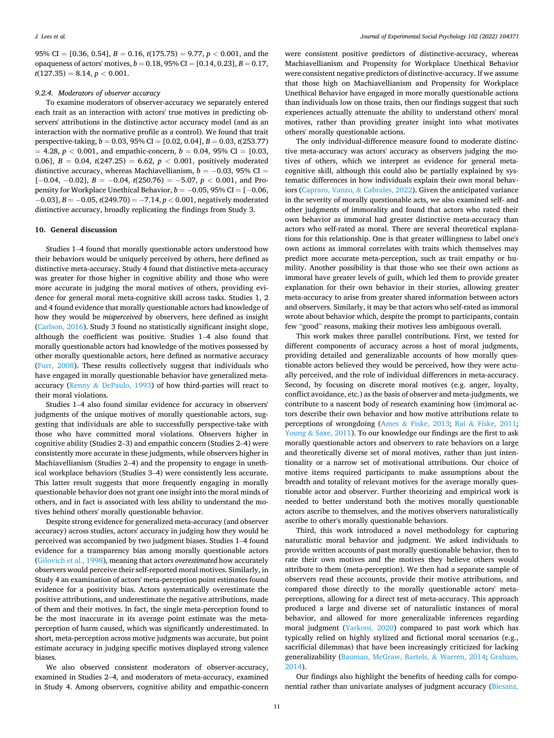95% CI = [0.36, 0.54], $B = 0.16$, $t(175.75) = 9.77$, $p < 0.001$, and the opaqueness of actors' motives, $b = 0.18$, 95% CI = [0.14, 0.23], $B = 0.17$, $t(127.35) = 8.14$, $p < 0.001$.

#### 9.2.4. Moderators of observer accuracy

To examine moderators of observer-accuracy we separately entered each trait as an interaction with actors' true motives in predicting observers' attributions in the distinctive actor accuracy model (and as an interaction with the normative profile as a control). We found that trait perspective-taking, $b = 0.03$, 95% CI = [0.02, 0.04], $B = 0.03$, $t(253.77) = 4.28$, $p < 0.001$, and empathic-concern, $b = 0.04$, 95% CI = [0.03, 0.06], $B = 0.04$, $t(247.25) = 6.62$, $p < 0.001$, positively moderated distinctive accuracy, whereas Machiavellianism, $b = -0.03$, 95% CI = [−0.04, −0.02], $B = -0.04$, $t(250.76) = -5.07$, $p < 0.001$, and Propensity for Workplace Unethical Behavior, $b = -0.05$, 95% CI = [−0.06, −0.03], $B = -0.05$, $t(249.70) = -7.14$, $p < 0.001$, negatively moderated distinctive accuracy, broadly replicating the findings from Study 3.

## 10. General discussion

Studies 1–4 found that morally questionable actors understood how their behaviors would be uniquely perceived by others, here defined as distinctive meta-accuracy. Study 4 found that distinctive meta-accuracy was greater for those higher in cognitive ability and those who were more accurate in judging the moral motives of others, providing evidence for general moral meta-cognitive skill across tasks. Studies 1, 2 and 4 found evidence that morally questionable actors had knowledge of how they would be *misperceived* by observers, here defined as insight (Carlson, 2016). Study 3 found no statistically significant insight slope, although the coefficient was positive. Studies 1–4 also found that morally questionable actors had knowledge of the motives possessed by other morally questionable actors, here defined as normative accuracy (Furr, 2008). These results collectively suggest that individuals who have engaged in morally questionable behavior have generalized meta-accuracy (Kenny & DePaulo, 1993) of how third-parties will react to their moral violations.

Studies 1–4 also found similar evidence for accuracy in observers' judgments of the unique motives of morally questionable actors, suggesting that individuals are able to successfully perspective-take with those who have committed moral violations. Observers higher in cognitive ability (Studies 2–3) and empathic concern (Studies 2–4) were consistently more accurate in these judgments, while observers higher in Machiavellianism (Studies 2–4) and the propensity to engage in unethical workplace behaviors (Studies 3–4) were consistently less accurate. This latter result suggests that more frequently engaging in morally questionable behavior does not grant one insight into the moral minds of others, and in fact is associated with less ability to understand the motives behind others' morally questionable behavior.

Despite strong evidence for generalized meta-accuracy (and observer accuracy) across studies, actors' accuracy in judging how they would be perceived was accompanied by two judgment biases. Studies 1–4 found evidence for a transparency bias among morally questionable actors (Gilovich et al., 1998), meaning that actors *overestimated* how accurately observers would perceive their self-reported moral motives. Similarly, in Study 4 an examination of actors' meta-perception point estimates found evidence for a positivity bias. Actors systematically overestimate the positive attributions, and underestimate the negative attributions, made of them and their motives. In fact, the single meta-perception found to be the most inaccurate in its average point estimate was the meta-perception of harm caused, which was significantly underestimated. In short, meta-perception across motive judgments was accurate, but point estimate accuracy in judging specific motives displayed strong valence biases.

We also observed consistent moderators of observer-accuracy, examined in Studies 2–4, and moderators of meta-accuracy, examined in Study 4. Among observers, cognitive ability and empathic-concern were consistent positive predictors of distinctive-accuracy, whereas Machiavellianism and Propensity for Workplace Unethical Behavior were consistent negative predictors of distinctive-accuracy. If we assume that those high on Machiavellianism and Propensity for Workplace Unethical Behavior have engaged in more morally questionable actions than individuals low on those traits, then our findings suggest that such experiences actually attenuate the ability to understand others' moral motives, rather than providing greater insight into what motivates others' morally questionable actions.

The only individual-difference measure found to moderate distinctive meta-accuracy was actors' accuracy as observers judging the motives of others, which we interpret as evidence for general meta-cognitive skill, although this could also be partially explained by systematic differences in how individuals explain their own moral behaviors (Capraro, Vanzo, & Cabrales, 2022). Given the anticipated variance in the severity of morally questionable acts, we also examined self- and other judgments of immorality and found that actors who rated their own behavior as immoral had greater distinctive meta-accuracy than actors who self-rated as moral. There are several theoretical explanations for this relationship. One is that greater willingness to label one's own actions as immoral correlates with traits which themselves may predict more accurate meta-perception, such as trait empathy or humility. Another possibility is that those who see their own actions as immoral have greater levels of guilt, which led them to provide greater explanation for their own behavior in their stories, allowing greater meta-accuracy to arise from greater shared information between actors and observers. Similarly, it may be that actors who self-rated as immoral wrote about behavior which, despite the prompt to participants, contain few "good" reasons, making their motives less ambiguous overall.

This work makes three parallel contributions. First, we tested for different components of accuracy across a host of moral judgments, providing detailed and generalizable accounts of how morally questionable actors believed they would be perceived, how they were actually perceived, and the role of individual differences in meta-accuracy. Second, by focusing on discrete moral motives (e.g. anger, loyalty, conflict avoidance, etc.) as the basis of observer and meta-judgments, we contribute to a nascent body of research examining how (im)moral actors describe their own behavior and how motive attributions relate to perceptions of wrongdoing (Ames & Fiske, 2013; Rai & Fiske, 2011; Young & Saxe, 2011). To our knowledge our findings are the first to ask morally questionable actors and observers to rate behaviors on a large and theoretically diverse set of moral motives, rather than just intentionality or a narrow set of motivational attributions. Our choice of motive items required participants to make assumptions about the breadth and totality of relevant motives for the average morally questionable actor and observer. Further theorizing and empirical work is needed to better understand both the motives morally questionable actors ascribe to themselves, and the motives observers naturalistically ascribe to other's morally questionable behaviors.

Third, this work introduced a novel methodology for capturing naturalistic moral behavior and judgment. We asked individuals to provide written accounts of past morally questionable behavior, then to rate their own motives and the motives they believe others would attribute to them (meta-perception). We then had a separate sample of observers read these accounts, provide their motive attributions, and compared those directly to the morally questionable actors' meta-perceptions, allowing for a direct test of meta-accuracy. This approach produced a large and diverse set of naturalistic instances of moral behavior, and allowed for more generalizable inferences regarding moral judgment (Yarkoni, 2020) compared to past work which has typically relied on highly stylized and fictional moral scenarios (e.g., sacrificial dilemmas) that have been increasingly criticized for lacking generalizability (Bauman, McGraw, Bartels, & Warren, 2014; Graham, 2014).

Our findings also highlight the benefits of heeding calls for componential rather than univariate analyses of judgment accuracy (Biesanz,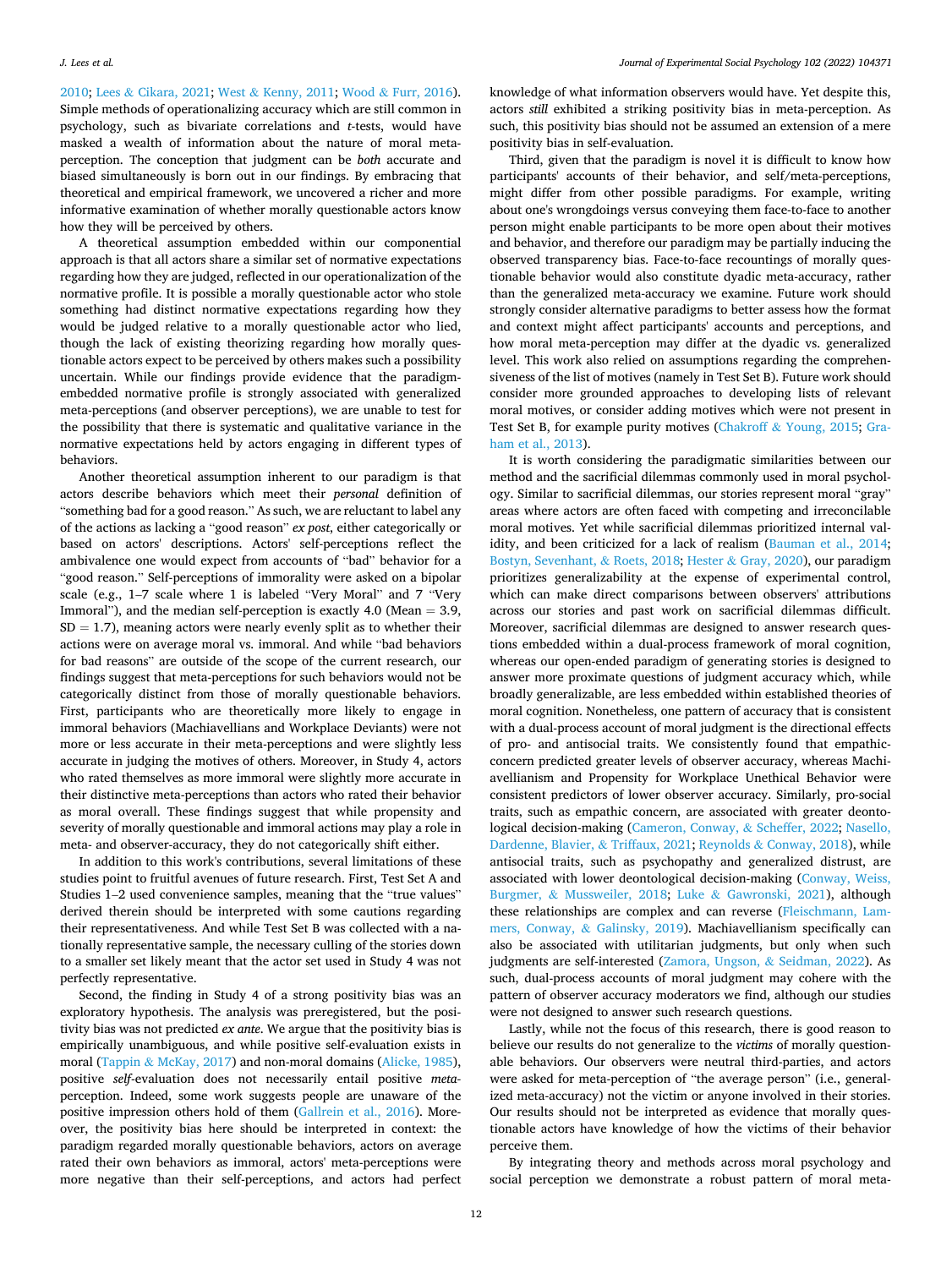2010; Lees & Cikara, 2021; West & Kenny, 2011; Wood & Furr, 2016). Simple methods of operationalizing accuracy which are still common in psychology, such as bivariate correlations and *t*-tests, would have masked a wealth of information about the nature of moral meta-perception. The conception that judgment can be *both* accurate and biased simultaneously is born out in our findings. By embracing that theoretical and empirical framework, we uncovered a richer and more informative examination of whether morally questionable actors know how they will be perceived by others.

A theoretical assumption embedded within our componential approach is that all actors share a similar set of normative expectations regarding how they are judged, reflected in our operationalization of the normative profile. It is possible a morally questionable actor who stole something had distinct normative expectations regarding how they would be judged relative to a morally questionable actor who lied, though the lack of existing theorizing regarding how morally questionable actors expect to be perceived by others makes such a possibility uncertain. While our findings provide evidence that the paradigm-embedded normative profile is strongly associated with generalized meta-perceptions (and observer perceptions), we are unable to test for the possibility that there is systematic and qualitative variance in the normative expectations held by actors engaging in different types of behaviors.

Another theoretical assumption inherent to our paradigm is that actors describe behaviors which meet their *personal* definition of "something bad for a good reason." As such, we are reluctant to label any of the actions as lacking a "good reason" *ex post*, either categorically or based on actors' descriptions. Actors' self-perceptions reflect the ambivalence one would expect from accounts of "bad" behavior for a "good reason." Self-perceptions of immorality were asked on a bipolar scale (e.g., 1–7 scale where 1 is labeled "Very Moral" and 7 "Very Immoral"), and the median self-perception is exactly 4.0 (Mean = 3.9, SD = 1.7), meaning actors were nearly evenly split as to whether their actions were on average moral vs. immoral. And while "bad behaviors for bad reasons" are outside of the scope of the current research, our findings suggest that meta-perceptions for such behaviors would not be categorically distinct from those of morally questionable behaviors. First, participants who are theoretically more likely to engage in immoral behaviors (Machiavellians and Workplace Deviants) were not more or less accurate in their meta-perceptions and were slightly less accurate in judging the motives of others. Moreover, in Study 4, actors who rated themselves as more immoral were slightly more accurate in their distinctive meta-perceptions than actors who rated their behavior as moral overall. These findings suggest that while propensity and severity of morally questionable and immoral actions may play a role in meta- and observer-accuracy, they do not categorically shift either.

In addition to this work's contributions, several limitations of these studies point to fruitful avenues of future research. First, Test Set A and Studies 1–2 used convenience samples, meaning that the "true values" derived therein should be interpreted with some cautions regarding their representativeness. And while Test Set B was collected with a nationally representative sample, the necessary culling of the stories down to a smaller set likely meant that the actor set used in Study 4 was not perfectly representative.

Second, the finding in Study 4 of a strong positivity bias was an exploratory hypothesis. The analysis was preregistered, but the positivity bias was not predicted *ex ante*. We argue that the positivity bias is empirically unambiguous, and while positive self-evaluation exists in moral (Tappin & McKay, 2017) and non-moral domains (Alicke, 1985), positive *self*-evaluation does not necessarily entail positive *meta*-perception. Indeed, some work suggests people are unaware of the positive impression others hold of them (Gallrein et al., 2016). Moreover, the positivity bias here should be interpreted in context: the paradigm regarded morally questionable behaviors, actors on average rated their own behaviors as immoral, actors' meta-perceptions were more negative than their self-perceptions, and actors had perfect knowledge of what information observers would have. Yet despite this, actors *still* exhibited a striking positivity bias in meta-perception. As such, this positivity bias should not be assumed an extension of a mere positivity bias in self-evaluation.

Third, given that the paradigm is novel it is difficult to know how participants' accounts of their behavior, and self/meta-perceptions, might differ from other possible paradigms. For example, writing about one's wrongdoings versus conveying them face-to-face to another person might enable participants to be more open about their motives and behavior, and therefore our paradigm may be partially inducing the observed transparency bias. Face-to-face recountings of morally questionable behavior would also constitute dyadic meta-accuracy, rather than the generalized meta-accuracy we examine. Future work should strongly consider alternative paradigms to better assess how the format and context might affect participants' accounts and perceptions, and how moral meta-perception may differ at the dyadic vs. generalized level. This work also relied on assumptions regarding the comprehensiveness of the list of motives (namely in Test Set B). Future work should consider more grounded approaches to developing lists of relevant moral motives, or consider adding motives which were not present in Test Set B, for example purity motives (Chakroff & Young, 2015; Graham et al., 2013).

It is worth considering the paradigmatic similarities between our method and the sacrificial dilemmas commonly used in moral psychology. Similar to sacrificial dilemmas, our stories represent moral "gray" areas where actors are often faced with competing and irreconcilable moral motives. Yet while sacrificial dilemmas prioritized internal validity, and been criticized for a lack of realism (Bauman et al., 2014; Bostyn, Sevenhant, & Roets, 2018; Hester & Gray, 2020), our paradigm prioritizes generalizability at the expense of experimental control, which can make direct comparisons between observers' attributions across our stories and past work on sacrificial dilemmas difficult. Moreover, sacrificial dilemmas are designed to answer research questions embedded within a dual-process framework of moral cognition, whereas our open-ended paradigm of generating stories is designed to answer more proximate questions of judgment accuracy which, while broadly generalizable, are less embedded within established theories of moral cognition. Nonetheless, one pattern of accuracy that is consistent with a dual-process account of moral judgment is the directional effects of pro- and antisocial traits. We consistently found that empathic-concern predicted greater levels of observer accuracy, whereas Machiavellianism and Propensity for Workplace Unethical Behavior were consistent predictors of lower observer accuracy. Similarly, pro-social traits, such as empathic concern, are associated with greater deontological decision-making (Cameron, Conway, & Scheffer, 2022; Nasello, Dardenne, Blavier, & Triffaux, 2021; Reynolds & Conway, 2018), while antisocial traits, such as psychopathy and generalized distrust, are associated with lower deontological decision-making (Conway, Weiss, Burgmer, & Mussweiler, 2018; Luke & Gawronski, 2021), although these relationships are complex and can reverse (Fleischmann, Lammers, Conway, & Galinsky, 2019). Machiavellianism specifically can also be associated with utilitarian judgments, but only when such judgments are self-interested (Zamora, Ungson, & Seidman, 2022). As such, dual-process accounts of moral judgment may cohere with the pattern of observer accuracy moderators we find, although our studies were not designed to answer such research questions.

Lastly, while not the focus of this research, there is good reason to believe our results do not generalize to the *victims* of morally questionable behaviors. Our observers were neutral third-parties, and actors were asked for meta-perception of "the average person" (i.e., generalized meta-accuracy) not the victim or anyone involved in their stories. Our results should not be interpreted as evidence that morally questionable actors have knowledge of how the victims of their behavior perceive them.

By integrating theory and methods across moral psychology and social perception we demonstrate a robust pattern of moral meta-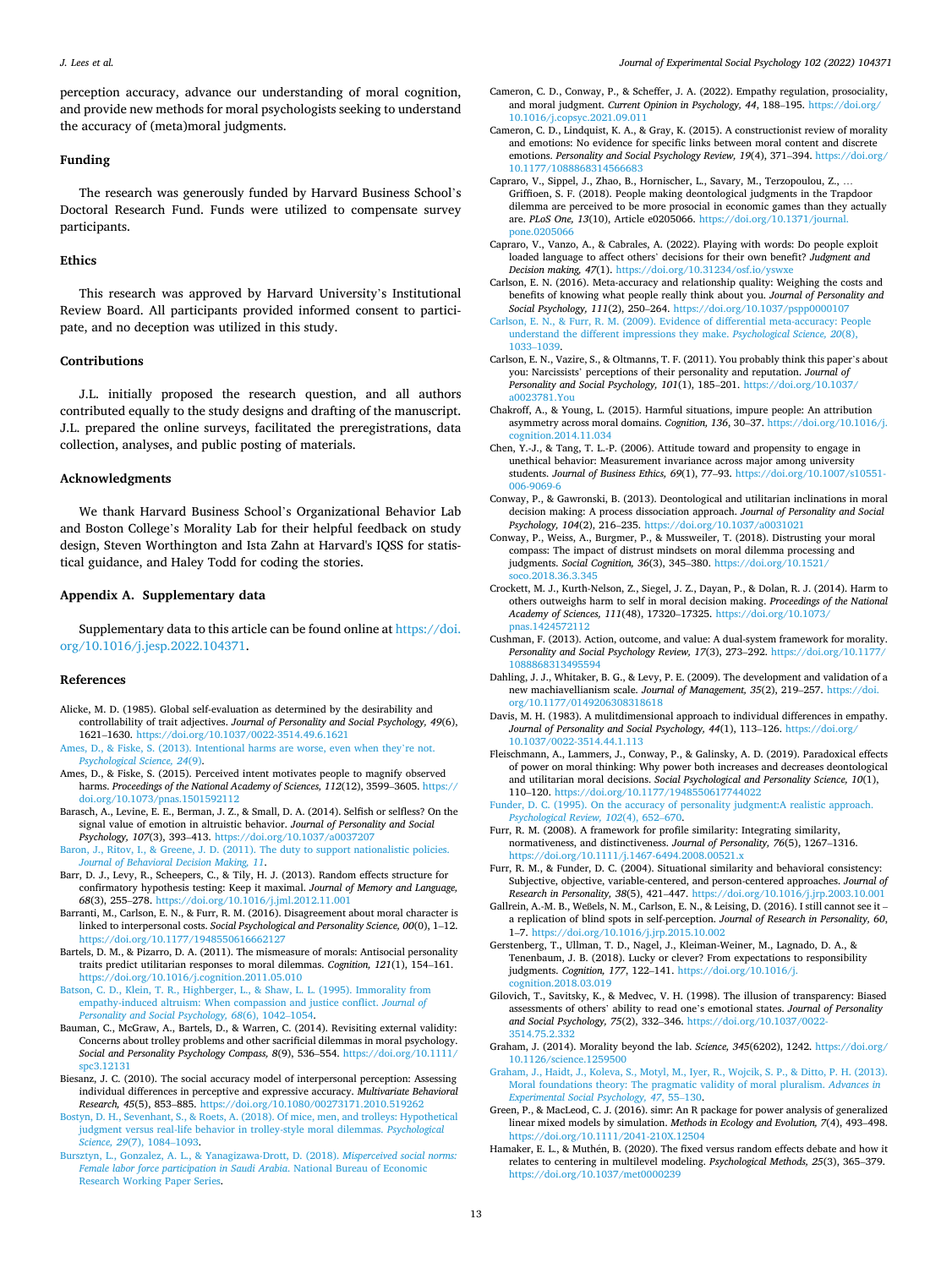perception accuracy, advance our understanding of moral cognition, and provide new methods for moral psychologists seeking to understand the accuracy of (meta)moral judgments.

## Funding

The research was generously funded by Harvard Business School's Doctoral Research Fund. Funds were utilized to compensate survey participants.

## Ethics

This research was approved by Harvard University's Institutional Review Board. All participants provided informed consent to participate, and no deception was utilized in this study.

## Contributions

J.L. initially proposed the research question, and all authors contributed equally to the study designs and drafting of the manuscript. J.L. prepared the online surveys, facilitated the preregistrations, data collection, analyses, and public posting of materials.

## Acknowledgments

We thank Harvard Business School's Organizational Behavior Lab and Boston College's Morality Lab for their helpful feedback on study design, Steven Worthington and Ista Zahn at Harvard's IQSS for statistical guidance, and Haley Todd for coding the stories.

## Appendix A. Supplementary data

Supplementary data to this article can be found online at https://doi.org/10.1016/j.jesp.2022.104371.

## References

Alicke, M. D. (1985). Global self-evaluation as determined by the desirability and controllability of trait adjectives. *Journal of Personality and Social Psychology, 49*(6), 1621–1630. https://doi.org/10.1037/0022-3514.49.6.1621

Ames, D., & Fiske, S. (2013). Intentional harms are worse, even when they're not. *Psychological Science, 24*(9).

Ames, D., & Fiske, S. (2015). Perceived intent motivates people to magnify observed harms. *Proceedings of the National Academy of Sciences, 112*(12), 3599–3605. https://doi.org/10.1073/pnas.1501592112

Barasch, A., Levine, E. E., Berman, J. Z., & Small, D. A. (2014). Selfish or selfless? On the signal value of emotion in altruistic behavior. *Journal of Personality and Social Psychology, 107*(3), 393–413. https://doi.org/10.1037/a0037207

Baron, J., Ritov, I., & Greene, J. D. (2011). The duty to support nationalistic policies. *Journal of Behavioral Decision Making, 11*.

Barr, D. J., Levy, R., Scheepers, C., & Tily, H. J. (2013). Random effects structure for confirmatory hypothesis testing: Keep it maximal. *Journal of Memory and Language, 68*(3), 255–278. https://doi.org/10.1016/j.jml.2012.11.001

Barranti, M., Carlson, E. N., & Furr, R. M. (2016). Disagreement about moral character is linked to interpersonal costs. *Social Psychological and Personality Science, 00*(0), 1–12. https://doi.org/10.1177/1948550616662127

Bartels, D. M., & Pizarro, D. A. (2011). The mismeasure of morals: Antisocial personality traits predict utilitarian responses to moral dilemmas. *Cognition, 121*(1), 154–161. https://doi.org/10.1016/j.cognition.2011.05.010

Batson, C. D., Klein, T. R., Highberger, L., & Shaw, L. L. (1995). Immorality from empathy-induced altruism: When compassion and justice conflict. *Journal of Personality and Social Psychology, 68*(6), 1042–1054.

Bauman, C., McGraw, A., Bartels, D., & Warren, C. (2014). Revisiting external validity: Concerns about trolley problems and other sacrificial dilemmas in moral psychology. *Social and Personality Psychology Compass, 8*(9), 536–554. https://doi.org/10.1111/spc3.12131

Biesanz, J. C. (2010). The social accuracy model of interpersonal perception: Assessing individual differences in perceptive and expressive accuracy. *Multivariate Behavioral Research, 45*(5), 853–885. https://doi.org/10.1080/00273171.2010.519262

Bostyn, D. H., Sevenhant, S., & Roets, A. (2018). Of mice, men, and trolleys: Hypothetical judgment versus real-life behavior in trolley-style moral dilemmas. *Psychological Science, 29*(7), 1084–1093.

Bursztyn, L., Gonzalez, A. L., & Yanagizawa-Drott, D. (2018). *Misperceived social norms: Female labor force participation in Saudi Arabia*. National Bureau of Economic Research Working Paper Series.

Cameron, C. D., Conway, P., & Scheffer, J. A. (2022). Empathy regulation, prosociality, and moral judgment. *Current Opinion in Psychology, 44*, 188–195. https://doi.org/10.1016/j.copsyc.2021.09.011

Cameron, C. D., Lindquist, K. A., & Gray, K. (2015). A constructionist review of morality and emotions: No evidence for specific links between moral content and discrete emotions. *Personality and Social Psychology Review, 19*(4), 371–394. https://doi.org/10.1177/1088868314566683

Capraro, V., Sippel, J., Zhao, B., Hornischer, L., Savary, M., Terzopoulou, Z., … Griffioen, S. F. (2018). People making deontological judgments in the Trapdoor dilemma are perceived to be more prosocial in economic games than they actually are. *PLoS One, 13*(10), Article e0205066. https://doi.org/10.1371/journal.pone.0205066

Capraro, V., Vanzo, A., & Cabrales, A. (2022). Playing with words: Do people exploit loaded language to affect others' decisions for their own benefit? *Judgment and Decision making, 47*(1). https://doi.org/10.31234/osf.io/yswxe

Carlson, E. N. (2016). Meta-accuracy and relationship quality: Weighing the costs and benefits of knowing what people really think about you. *Journal of Personality and Social Psychology, 111*(2), 250–264. https://doi.org/10.1037/pspp0000107

Carlson, E. N., & Furr, R. M. (2009). Evidence of differential meta-accuracy: People understand the different impressions they make. *Psychological Science, 20*(8), 1033–1039.

Carlson, E. N., Vazire, S., & Oltmanns, T. F. (2011). You probably think this paper's about you: Narcissists' perceptions of their personality and reputation. *Journal of Personality and Social Psychology, 101*(1), 185–201. https://doi.org/10.1037/a0023781.You

Chakroff, A., & Young, L. (2015). Harmful situations, impure people: An attribution asymmetry across moral domains. *Cognition, 136*, 30–37. https://doi.org/10.1016/j.cognition.2014.11.034

Chen, Y.-J., & Tang, T. L.-P. (2006). Attitude toward and propensity to engage in unethical behavior: Measurement invariance across major among university students. *Journal of Business Ethics, 69*(1), 77–93. https://doi.org/10.1007/s10551-006-9069-6

Conway, P., & Gawronski, B. (2013). Deontological and utilitarian inclinations in moral decision making: A process dissociation approach. *Journal of Personality and Social Psychology, 104*(2), 216–235. https://doi.org/10.1037/a0031021

Conway, P., Weiss, A., Burgmer, P., & Mussweiler, T. (2018). Distrusting your moral compass: The impact of distrust mindsets on moral dilemma processing and judgments. *Social Cognition, 36*(3), 345–380. https://doi.org/10.1521/soco.2018.36.3.345

Crockett, M. J., Kurth-Nelson, Z., Siegel, J. Z., Dayan, P., & Dolan, R. J. (2014). Harm to others outweighs harm to self in moral decision making. *Proceedings of the National Academy of Sciences, 111*(48), 17320–17325. https://doi.org/10.1073/pnas.1424572112

Cushman, F. (2013). Action, outcome, and value: A dual-system framework for morality. *Personality and Social Psychology Review, 17*(3), 273–292. https://doi.org/10.1177/1088868313495594

Dahling, J. J., Whitaker, B. G., & Levy, P. E. (2009). The development and validation of a new machiavellianism scale. *Journal of Management, 35*(2), 219–257. https://doi.org/10.1177/0149206308318618

Davis, M. H. (1983). A mulitdimensional approach to individual differences in empathy. *Journal of Personality and Social Psychology, 44*(1), 113–126. https://doi.org/10.1037/0022-3514.44.1.113

Fleischmann, A., Lammers, J., Conway, P., & Galinsky, A. D. (2019). Paradoxical effects of power on moral thinking: Why power both increases and decreases deontological and utilitarian moral decisions. *Social Psychological and Personality Science, 10*(1), 110–120. https://doi.org/10.1177/1948550617744022

Funder, D. C. (1995). On the accuracy of personality judgment:A realistic approach. *Psychological Review, 102*(4), 652–670.

Furr, R. M. (2008). A framework for profile similarity: Integrating similarity, normativeness, and distinctiveness. *Journal of Personality, 76*(5), 1267–1316. https://doi.org/10.1111/j.1467-6494.2008.00521.x

Furr, R. M., & Funder, D. C. (2004). Situational similarity and behavioral consistency: Subjective, objective, variable-centered, and person-centered approaches. *Journal of Research in Personality, 38*(5), 421–447. https://doi.org/10.1016/j.jrp.2003.10.001

Gallrein, A.-M. B., Weßels, N. M., Carlson, E. N., & Leising, D. (2016). I still cannot see it – a replication of blind spots in self-perception. *Journal of Research in Personality, 60*, 1–7. https://doi.org/10.1016/j.jrp.2015.10.002

Gerstenberg, T., Ullman, T. D., Nagel, J., Kleiman-Weiner, M., Lagnado, D. A., & Tenenbaum, J. B. (2018). Lucky or clever? From expectations to responsibility judgments. *Cognition, 177*, 122–141. https://doi.org/10.1016/j.cognition.2018.03.019

Gilovich, T., Savitsky, K., & Medvec, V. H. (1998). The illusion of transparency: Biased assessments of others' ability to read one's emotional states. *Journal of Personality and Social Psychology, 75*(2), 332–346. https://doi.org/10.1037/0022-3514.75.2.332

Graham, J. (2014). Morality beyond the lab. *Science, 345*(6202), 1242. https://doi.org/10.1126/science.1259500

Graham, J., Haidt, J., Koleva, S., Motyl, M., Iyer, R., Wojcik, S. P., & Ditto, P. H. (2013). Moral foundations theory: The pragmatic validity of moral pluralism. *Advances in Experimental Social Psychology, 47*, 55–130.

Green, P., & MacLeod, C. J. (2016). simr: An R package for power analysis of generalized linear mixed models by simulation. *Methods in Ecology and Evolution, 7*(4), 493–498. https://doi.org/10.1111/2041-210X.12504

Hamaker, E. L., & Muthén, B. (2020). The fixed versus random effects debate and how it relates to centering in multilevel modeling. *Psychological Methods, 25*(3), 365–379. https://doi.org/10.1037/met0000239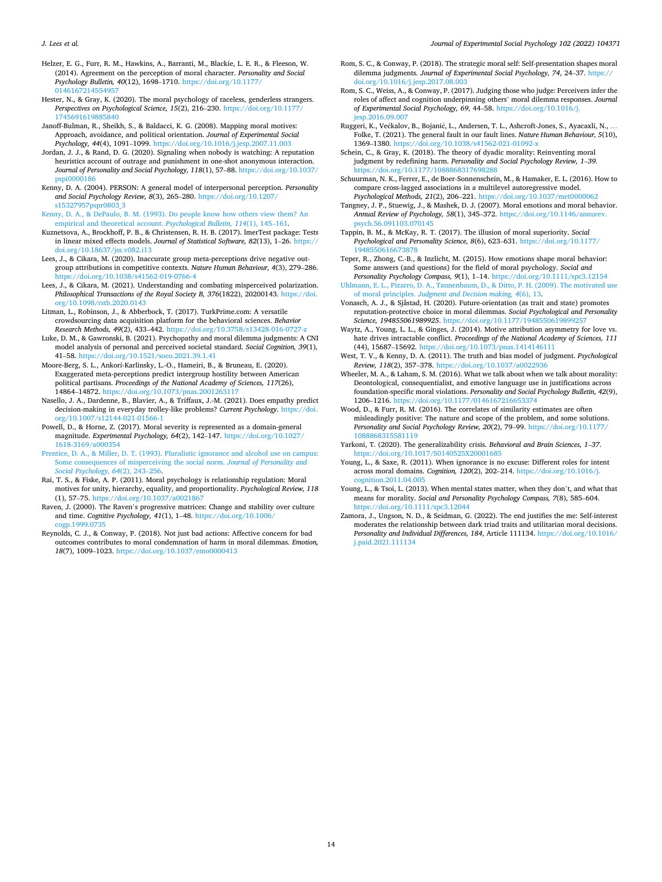Helzer, E. G., Furr, R. M., Hawkins, A., Barranti, M., Blackie, L. E. R., & Fleeson, W. (2014). Agreement on the perception of moral character. *Personality and Social Psychology Bulletin, 40*(12), 1698–1710. https://doi.org/10.1177/0146167214554957

Hester, N., & Gray, K. (2020). The moral psychology of raceless, genderless strangers. *Perspectives on Psychological Science, 15*(2), 216–230. https://doi.org/10.1177/1745691619885840

Janoff-Bulman, R., Sheikh, S., & Baldacci, K. G. (2008). Mapping moral motives: Approach, avoidance, and political orientation. *Journal of Experimental Social Psychology, 44*(4), 1091–1099. https://doi.org/10.1016/j.jesp.2007.11.003

Jordan, J. J., & Rand, D. G. (2020). Signaling when nobody is watching: A reputation heuristics account of outrage and punishment in one-shot anonymous interaction. *Journal of Personality and Social Psychology, 118*(1), 57–88. https://doi.org/10.1037/pspi0000186

Kenny, D. A. (2004). PERSON: A general model of interpersonal perception. *Personality and Social Psychology Review, 8*(3), 265–280. https://doi.org/10.1207/s15327957pspr0803_3

Kenny, D. A., & DePaulo, B. M. (1993). Do people know how others view them? An empirical and theoretical account. *Psychological Bulletin, 114*(1), 145–161.

Kuznetsova, A., Brockhoff, P. B., & Christensen, R. H. B. (2017). lmerTest package: Tests in linear mixed effects models. *Journal of Statistical Software, 82*(13), 1–26. https://doi.org/10.18637/jss.v082.i13

Lees, J., & Cikara, M. (2020). Inaccurate group meta-perceptions drive negative out-group attributions in competitive contexts. *Nature Human Behaviour, 4*(3), 279–286. https://doi.org/10.1038/s41562-019-0766-4

Lees, J., & Cikara, M. (2021). Understanding and combating misperceived polarization. *Philosophical Transactions of the Royal Society B, 376*(1822), 20200143. https://doi.org/10.1098/rstb.2020.0143

Litman, L., Robinson, J., & Abberbock, T. (2017). TurkPrime.com: A versatile crowdsourcing data acquisition platform for the behavioral sciences. *Behavior Research Methods, 49*(2), 433–442. https://doi.org/10.3758/s13428-016-0727-z

Luke, D. M., & Gawronski, B. (2021). Psychopathy and moral dilemma judgments: A CNI model analysis of personal and perceived societal standard. *Social Cognition, 39*(1), 41–58. https://doi.org/10.1521/soco.2021.39.1.41

Moore-Berg, S. L., Ankori-Karlinsky, L.-O., Hameiri, B., & Bruneau, E. (2020). Exaggerated meta-perceptions predict intergroup hostility between American political partisans. *Proceedings of the National Academy of Sciences, 117*(26), 14864–14872. https://doi.org/10.1073/pnas.2001263117

Nasello, J. A., Dardenne, B., Blavier, A., & Triffaux, J.-M. (2021). Does empathy predict decision-making in everyday trolley-like problems? *Current Psychology*. https://doi.org/10.1007/s12144-021-01566-1

Powell, D., & Horne, Z. (2017). Moral severity is represented as a domain-general magnitude. *Experimental Psychology, 64*(2), 142–147. https://doi.org/10.1027/1618-3169/a000354

Prentice, D. A., & Miller, D. T. (1993). Pluralistic ignorance and alcohol use on campus: Some consequences of misperceiving the social norm. *Journal of Personality and Social Psychology, 64*(2), 243–256.

Rai, T. S., & Fiske, A. P. (2011). Moral psychology is relationship regulation: Moral motives for unity, hierarchy, equality, and proportionality. *Psychological Review, 118*(1), 57–75. https://doi.org/10.1037/a0021867

Raven, J. (2000). The Raven's progressive matrices: Change and stability over culture and time. *Cognitive Psychology, 41*(1), 1–48. https://doi.org/10.1006/cogp.1999.0735

Reynolds, C. J., & Conway, P. (2018). Not just bad actions: Affective concern for bad outcomes contributes to moral condemnation of harm in moral dilemmas. *Emotion, 18*(7), 1009–1023. https://doi.org/10.1037/emo0000413

Rom, S. C., & Conway, P. (2018). The strategic moral self: Self-presentation shapes moral dilemma judgments. *Journal of Experimental Social Psychology, 74*, 24–37. https://doi.org/10.1016/j.jesp.2017.08.003

Rom, S. C., Weiss, A., & Conway, P. (2017). Judging those who judge: Perceivers infer the roles of affect and cognition underpinning others' moral dilemma responses. *Journal of Experimental Social Psychology, 69*, 44–58. https://doi.org/10.1016/j.jesp.2016.09.007

Ruggeri, K., Večkalov, B., Bojanić, L., Andersen, T. L., Ashcroft-Jones, S., Ayacaxli, N., … Folke, T. (2021). The general fault in our fault lines. *Nature Human Behaviour, 5*(10), 1369–1380. https://doi.org/10.1038/s41562-021-01092-x

Schein, C., & Gray, K. (2018). The theory of dyadic morality: Reinventing moral judgment by redefining harm. *Personality and Social Psychology Review, 1–39*. https://doi.org/10.1177/1088868317698288

Schuurman, N. K., Ferrer, E., de Boer-Sonnenschein, M., & Hamaker, E. L. (2016). How to compare cross-lagged associations in a multilevel autoregressive model. *Psychological Methods, 21*(2), 206–221. https://doi.org/10.1037/met0000062

Tangney, J. P., Stuewig, J., & Mashek, D. J. (2007). Moral emotions and moral behavior. *Annual Review of Psychology, 58*(1), 345–372. https://doi.org/10.1146/annurev.psych.56.091103.070145

Tappin, B. M., & McKay, R. T. (2017). The illusion of moral superiority. *Social Psychological and Personality Science, 8*(6), 623–631. https://doi.org/10.1177/1948550616673878

Teper, R., Zhong, C.-B., & Inzlicht, M. (2015). How emotions shape moral behavior: Some answers (and questions) for the field of moral psychology. *Social and Personality Psychology Compass, 9*(1), 1–14. https://doi.org/10.1111/spc3.12154

Uhlmann, E. L., Pizarro, D. A., Tannenbaum, D., & Ditto, P. H. (2009). The motivated use of moral principles. *Judgment and Decision making, 4*(6), 13.

Vonasch, A. J., & Sjåstad, H. (2020). Future-orientation (as trait and state) promotes reputation-protective choice in moral dilemmas. *Social Psychological and Personality Science, 194855061989925*. https://doi.org/10.1177/1948550619899257

Waytz, A., Young, L. L., & Ginges, J. (2014). Motive attribution asymmetry for love vs. hate drives intractable conflict. *Proceedings of the National Academy of Sciences, 111*(44), 15687–15692. https://doi.org/10.1073/pnas.1414146111

West, T. V., & Kenny, D. A. (2011). The truth and bias model of judgment. *Psychological Review, 118*(2), 357–378. https://doi.org/10.1037/a0022936

Wheeler, M. A., & Laham, S. M. (2016). What we talk about when we talk about morality: Deontological, consequentialist, and emotive language use in justifications across foundation-specific moral violations. *Personality and Social Psychology Bulletin, 42*(9), 1206–1216. https://doi.org/10.1177/0146167216653374

Wood, D., & Furr, R. M. (2016). The correlates of similarity estimates are often misleadingly positive: The nature and scope of the problem, and some solutions. *Personality and Social Psychology Review, 20*(2), 79–99. https://doi.org/10.1177/1088868315581119

Yarkoni, T. (2020). The generalizability crisis. *Behavioral and Brain Sciences, 1–37*. https://doi.org/10.1017/S0140525X20001685

Young, L., & Saxe, R. (2011). When ignorance is no excuse: Different roles for intent across moral domains. *Cognition, 120*(2), 202–214. https://doi.org/10.1016/j.cognition.2011.04.005

Young, L., & Tsoi, L. (2013). When mental states matter, when they don't, and what that means for morality. *Social and Personality Psychology Compass, 7*(8), 585–604. https://doi.org/10.1111/spc3.12044

Zamora, J., Ungson, N. D., & Seidman, G. (2022). The end justifies the me: Self-interest moderates the relationship between dark triad traits and utilitarian moral decisions. *Personality and Individual Differences, 184*, Article 111134. https://doi.org/10.1016/j.paid.2021.111134